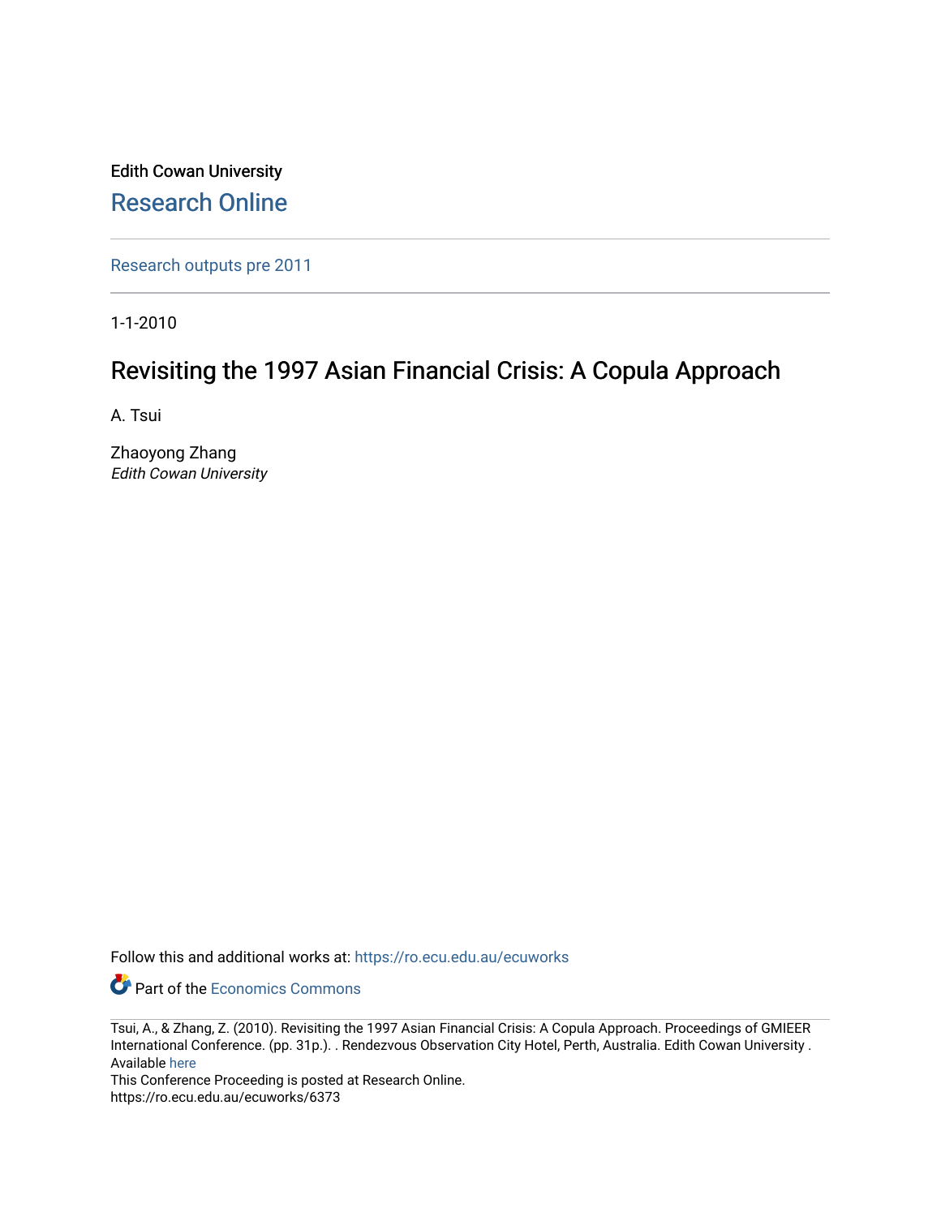Edith Cowan University

## Research Online

Research outputs pre 2011

1-1-2010

# Revisiting the 1997 Asian Financial Crisis: A Copula Approach

A. Tsui

Zhaoyong Zhang
*Edith Cowan University*

Follow this and additional works at: https://ro.ecu.edu.au/ecuworks

Part of the Economics Commons

Tsui, A., & Zhang, Z. (2010). Revisiting the 1997 Asian Financial Crisis: A Copula Approach. Proceedings of GMIEER International Conference. (pp. 31p.). . Rendezvous Observation City Hotel, Perth, Australia. Edith Cowan University . Available here
This Conference Proceeding is posted at Research Online.
https://ro.ecu.edu.au/ecuworks/6373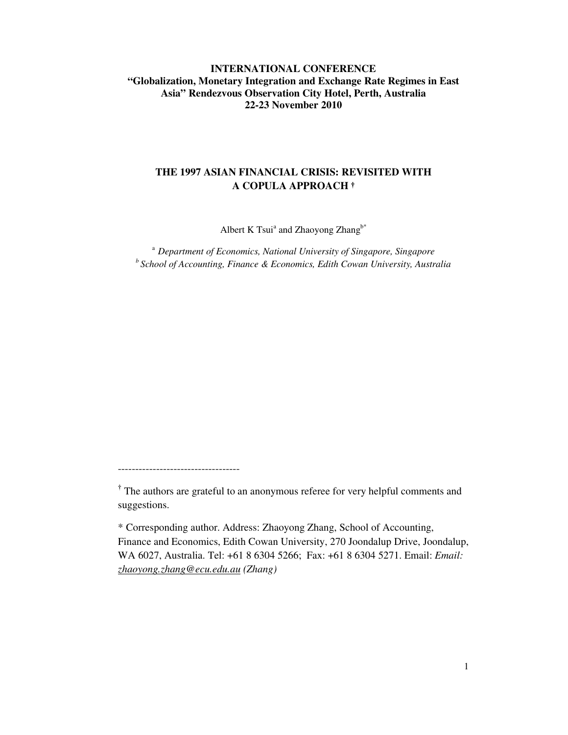**INTERNATIONAL CONFERENCE**
**"Globalization, Monetary Integration and Exchange Rate Regimes in East Asia" Rendezvous Observation City Hotel, Perth, Australia**
**22-23 November 2010**

# THE 1997 ASIAN FINANCIAL CRISIS: REVISITED WITH A COPULA APPROACH †

Albert K Tsui[a] and Zhaoyong Zhang[b*]

[a] *Department of Economics, National University of Singapore, Singapore*
[b] *School of Accounting, Finance & Economics, Edith Cowan University, Australia*

-----------------------------------

† The authors are grateful to an anonymous referee for very helpful comments and suggestions.

\* Corresponding author. Address: Zhaoyong Zhang, School of Accounting, Finance and Economics, Edith Cowan University, 270 Joondalup Drive, Joondalup, WA 6027, Australia. Tel: +61 8 6304 5266; Fax: +61 8 6304 5271. Email: *Email: zhaoyong.zhang@ecu.edu.au (Zhang)*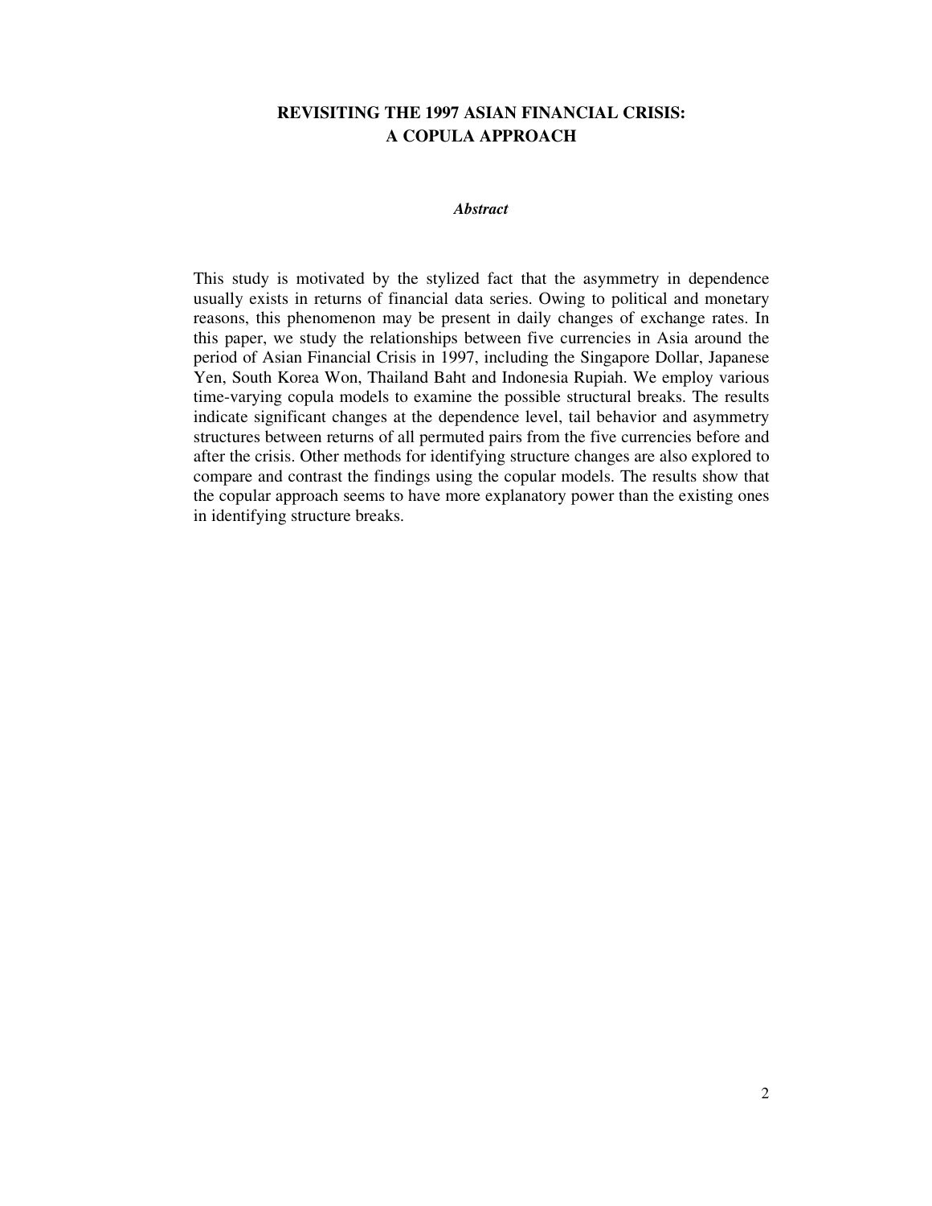# REVISITING THE 1997 ASIAN FINANCIAL CRISIS: A COPULA APPROACH

***Abstract***

This study is motivated by the stylized fact that the asymmetry in dependence usually exists in returns of financial data series. Owing to political and monetary reasons, this phenomenon may be present in daily changes of exchange rates. In this paper, we study the relationships between five currencies in Asia around the period of Asian Financial Crisis in 1997, including the Singapore Dollar, Japanese Yen, South Korea Won, Thailand Baht and Indonesia Rupiah. We employ various time-varying copula models to examine the possible structural breaks. The results indicate significant changes at the dependence level, tail behavior and asymmetry structures between returns of all permuted pairs from the five currencies before and after the crisis. Other methods for identifying structure changes are also explored to compare and contrast the findings using the copular models. The results show that the copular approach seems to have more explanatory power than the existing ones in identifying structure breaks.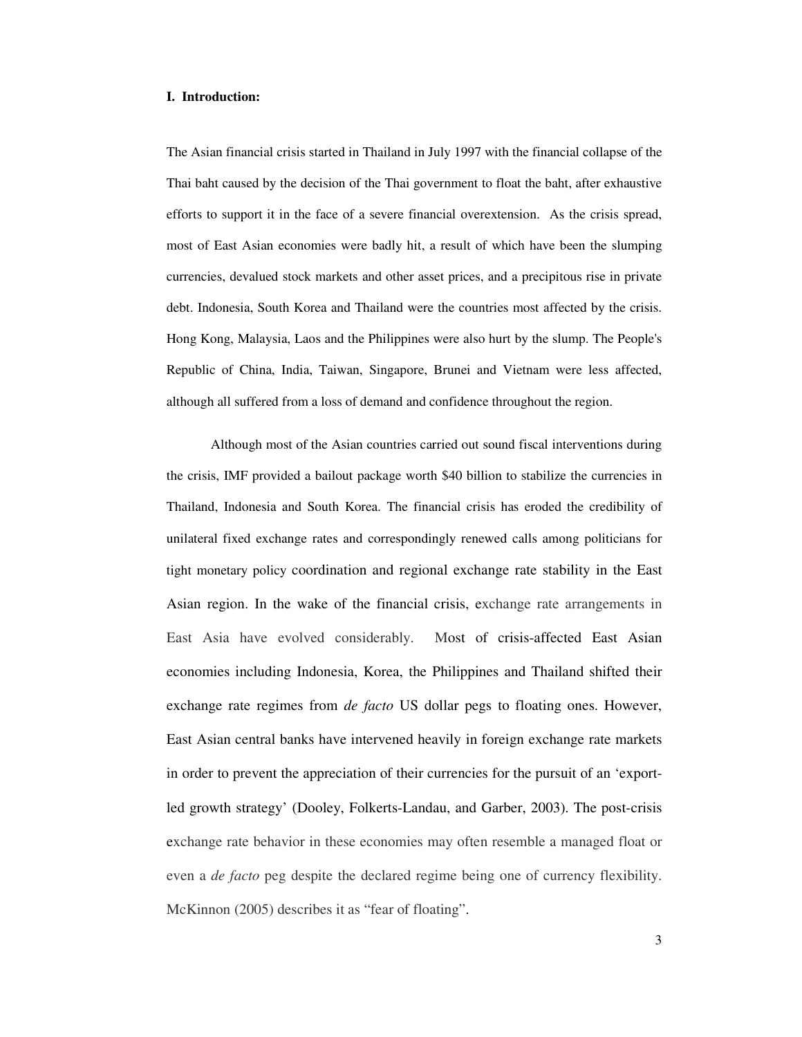## I. Introduction:

The Asian financial crisis started in Thailand in July 1997 with the financial collapse of the Thai baht caused by the decision of the Thai government to float the baht, after exhaustive efforts to support it in the face of a severe financial overextension. As the crisis spread, most of East Asian economies were badly hit, a result of which have been the slumping currencies, devalued stock markets and other asset prices, and a precipitous rise in private debt. Indonesia, South Korea and Thailand were the countries most affected by the crisis. Hong Kong, Malaysia, Laos and the Philippines were also hurt by the slump. The People's Republic of China, India, Taiwan, Singapore, Brunei and Vietnam were less affected, although all suffered from a loss of demand and confidence throughout the region.

Although most of the Asian countries carried out sound fiscal interventions during the crisis, IMF provided a bailout package worth $40 billion to stabilize the currencies in Thailand, Indonesia and South Korea. The financial crisis has eroded the credibility of unilateral fixed exchange rates and correspondingly renewed calls among politicians for tight monetary policy coordination and regional exchange rate stability in the East Asian region. In the wake of the financial crisis, exchange rate arrangements in East Asia have evolved considerably. Most of crisis-affected East Asian economies including Indonesia, Korea, the Philippines and Thailand shifted their exchange rate regimes from *de facto* US dollar pegs to floating ones. However, East Asian central banks have intervened heavily in foreign exchange rate markets in order to prevent the appreciation of their currencies for the pursuit of an 'export-led growth strategy' (Dooley, Folkerts-Landau, and Garber, 2003). The post-crisis exchange rate behavior in these economies may often resemble a managed float or even a *de facto* peg despite the declared regime being one of currency flexibility. McKinnon (2005) describes it as "fear of floating".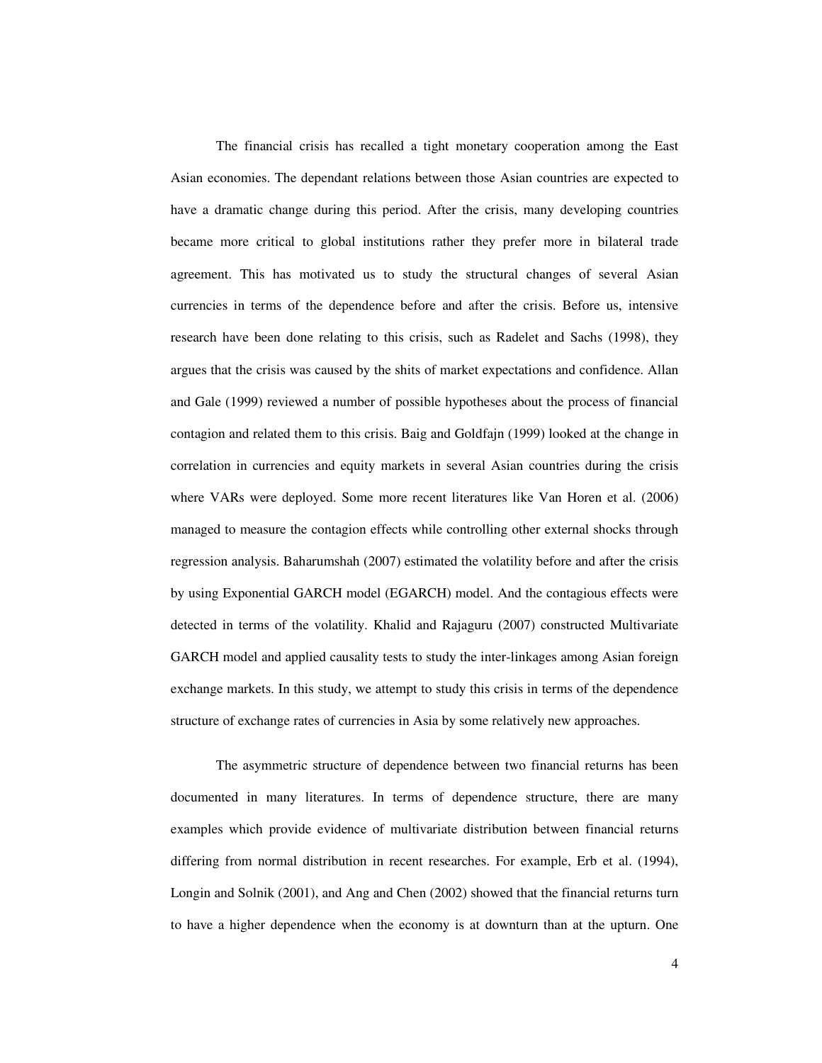The financial crisis has recalled a tight monetary cooperation among the East Asian economies. The dependant relations between those Asian countries are expected to have a dramatic change during this period. After the crisis, many developing countries became more critical to global institutions rather they prefer more in bilateral trade agreement. This has motivated us to study the structural changes of several Asian currencies in terms of the dependence before and after the crisis. Before us, intensive research have been done relating to this crisis, such as Radelet and Sachs (1998), they argues that the crisis was caused by the shits of market expectations and confidence. Allan and Gale (1999) reviewed a number of possible hypotheses about the process of financial contagion and related them to this crisis. Baig and Goldfajn (1999) looked at the change in correlation in currencies and equity markets in several Asian countries during the crisis where VARs were deployed. Some more recent literatures like Van Horen et al. (2006) managed to measure the contagion effects while controlling other external shocks through regression analysis. Baharumshah (2007) estimated the volatility before and after the crisis by using Exponential GARCH model (EGARCH) model. And the contagious effects were detected in terms of the volatility. Khalid and Rajaguru (2007) constructed Multivariate GARCH model and applied causality tests to study the inter-linkages among Asian foreign exchange markets. In this study, we attempt to study this crisis in terms of the dependence structure of exchange rates of currencies in Asia by some relatively new approaches.

The asymmetric structure of dependence between two financial returns has been documented in many literatures. In terms of dependence structure, there are many examples which provide evidence of multivariate distribution between financial returns differing from normal distribution in recent researches. For example, Erb et al. (1994), Longin and Solnik (2001), and Ang and Chen (2002) showed that the financial returns turn to have a higher dependence when the economy is at downturn than at the upturn. One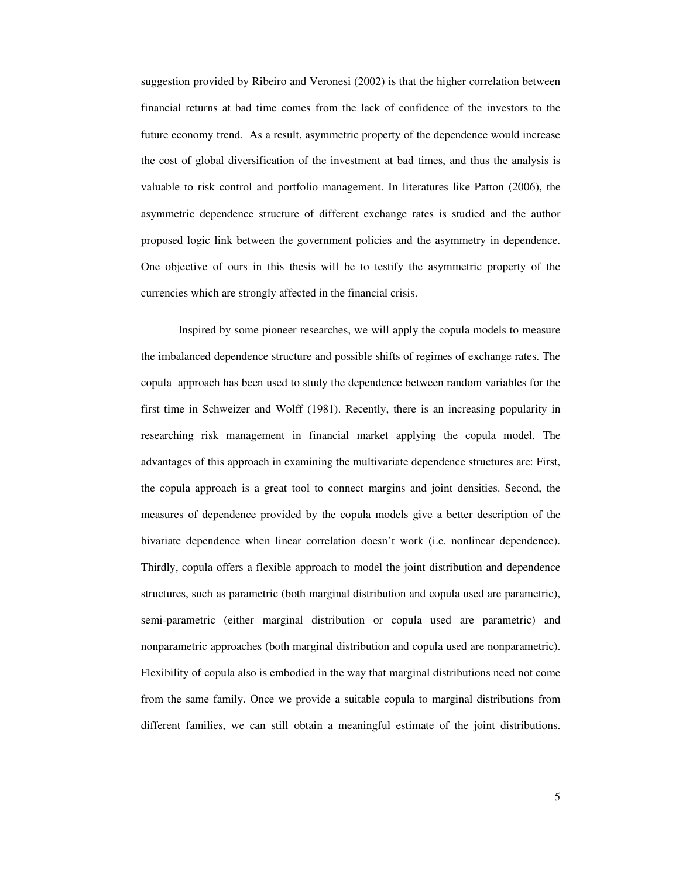suggestion provided by Ribeiro and Veronesi (2002) is that the higher correlation between financial returns at bad time comes from the lack of confidence of the investors to the future economy trend. As a result, asymmetric property of the dependence would increase the cost of global diversification of the investment at bad times, and thus the analysis is valuable to risk control and portfolio management. In literatures like Patton (2006), the asymmetric dependence structure of different exchange rates is studied and the author proposed logic link between the government policies and the asymmetry in dependence. One objective of ours in this thesis will be to testify the asymmetric property of the currencies which are strongly affected in the financial crisis.

Inspired by some pioneer researches, we will apply the copula models to measure the imbalanced dependence structure and possible shifts of regimes of exchange rates. The copula approach has been used to study the dependence between random variables for the first time in Schweizer and Wolff (1981). Recently, there is an increasing popularity in researching risk management in financial market applying the copula model. The advantages of this approach in examining the multivariate dependence structures are: First, the copula approach is a great tool to connect margins and joint densities. Second, the measures of dependence provided by the copula models give a better description of the bivariate dependence when linear correlation doesn't work (i.e. nonlinear dependence). Thirdly, copula offers a flexible approach to model the joint distribution and dependence structures, such as parametric (both marginal distribution and copula used are parametric), semi-parametric (either marginal distribution or copula used are parametric) and nonparametric approaches (both marginal distribution and copula used are nonparametric). Flexibility of copula also is embodied in the way that marginal distributions need not come from the same family. Once we provide a suitable copula to marginal distributions from different families, we can still obtain a meaningful estimate of the joint distributions.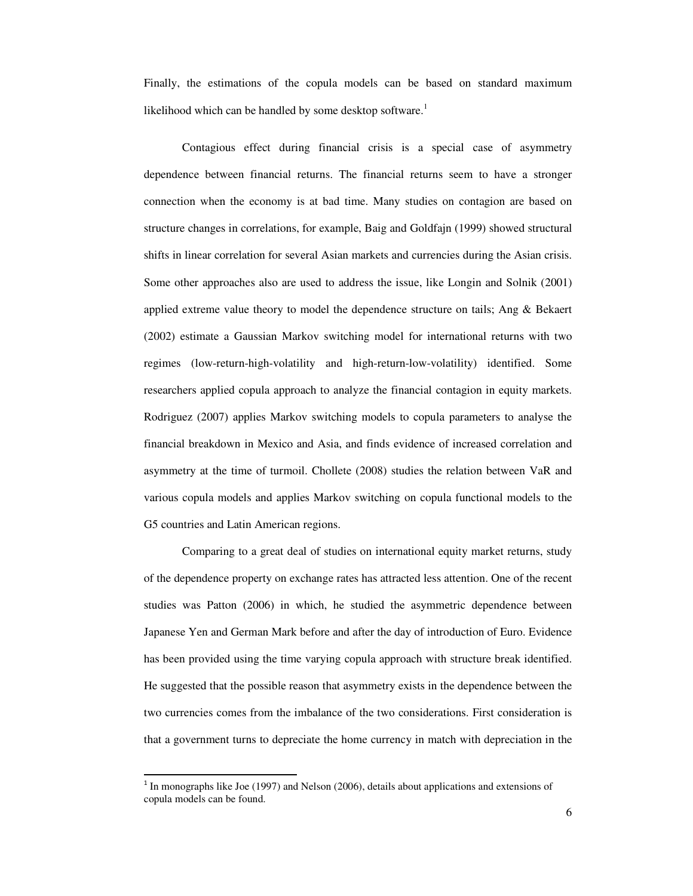Finally, the estimations of the copula models can be based on standard maximum likelihood which can be handled by some desktop software.[1]

Contagious effect during financial crisis is a special case of asymmetry dependence between financial returns. The financial returns seem to have a stronger connection when the economy is at bad time. Many studies on contagion are based on structure changes in correlations, for example, Baig and Goldfajn (1999) showed structural shifts in linear correlation for several Asian markets and currencies during the Asian crisis. Some other approaches also are used to address the issue, like Longin and Solnik (2001) applied extreme value theory to model the dependence structure on tails; Ang & Bekaert (2002) estimate a Gaussian Markov switching model for international returns with two regimes (low-return-high-volatility and high-return-low-volatility) identified. Some researchers applied copula approach to analyze the financial contagion in equity markets. Rodriguez (2007) applies Markov switching models to copula parameters to analyse the financial breakdown in Mexico and Asia, and finds evidence of increased correlation and asymmetry at the time of turmoil. Chollete (2008) studies the relation between VaR and various copula models and applies Markov switching on copula functional models to the G5 countries and Latin American regions.

Comparing to a great deal of studies on international equity market returns, study of the dependence property on exchange rates has attracted less attention. One of the recent studies was Patton (2006) in which, he studied the asymmetric dependence between Japanese Yen and German Mark before and after the day of introduction of Euro. Evidence has been provided using the time varying copula approach with structure break identified. He suggested that the possible reason that asymmetry exists in the dependence between the two currencies comes from the imbalance of the two considerations. First consideration is that a government turns to depreciate the home currency in match with depreciation in the

[1] In monographs like Joe (1997) and Nelson (2006), details about applications and extensions of copula models can be found.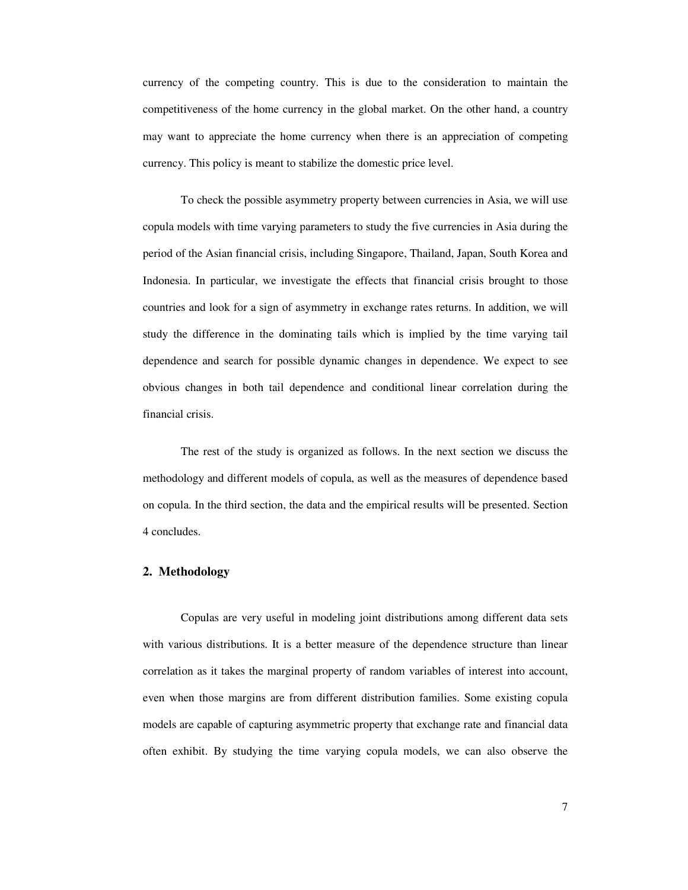currency of the competing country. This is due to the consideration to maintain the competitiveness of the home currency in the global market. On the other hand, a country may want to appreciate the home currency when there is an appreciation of competing currency. This policy is meant to stabilize the domestic price level.

To check the possible asymmetry property between currencies in Asia, we will use copula models with time varying parameters to study the five currencies in Asia during the period of the Asian financial crisis, including Singapore, Thailand, Japan, South Korea and Indonesia. In particular, we investigate the effects that financial crisis brought to those countries and look for a sign of asymmetry in exchange rates returns. In addition, we will study the difference in the dominating tails which is implied by the time varying tail dependence and search for possible dynamic changes in dependence. We expect to see obvious changes in both tail dependence and conditional linear correlation during the financial crisis.

The rest of the study is organized as follows. In the next section we discuss the methodology and different models of copula, as well as the measures of dependence based on copula. In the third section, the data and the empirical results will be presented. Section 4 concludes.

## 2. Methodology

Copulas are very useful in modeling joint distributions among different data sets with various distributions. It is a better measure of the dependence structure than linear correlation as it takes the marginal property of random variables of interest into account, even when those margins are from different distribution families. Some existing copula models are capable of capturing asymmetric property that exchange rate and financial data often exhibit. By studying the time varying copula models, we can also observe the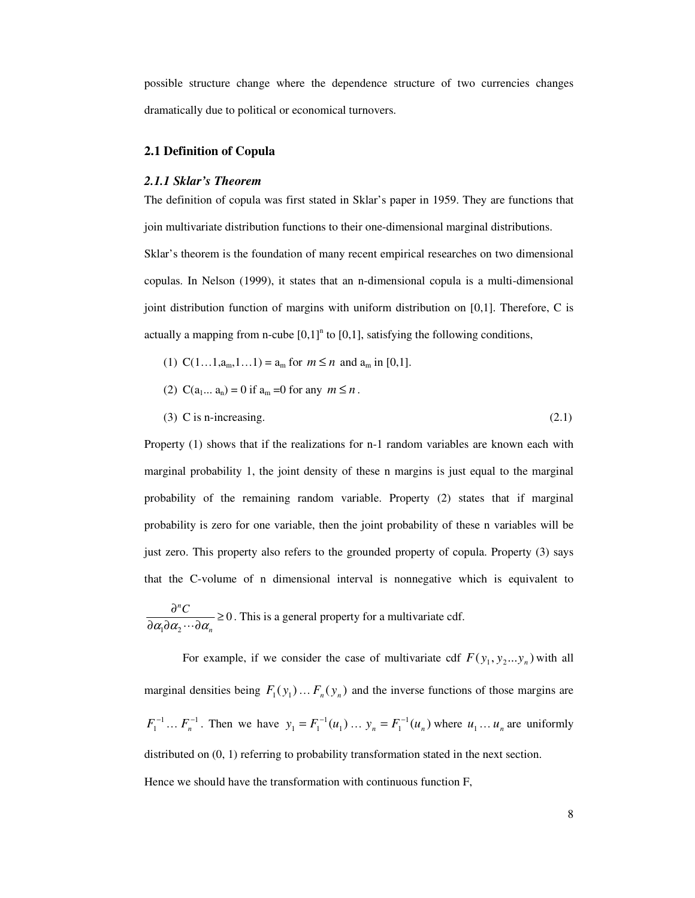possible structure change where the dependence structure of two currencies changes dramatically due to political or economical turnovers.

## 2.1 Definition of Copula

### *2.1.1 Sklar's Theorem*

The definition of copula was first stated in Sklar's paper in 1959. They are functions that join multivariate distribution functions to their one-dimensional marginal distributions.

Sklar's theorem is the foundation of many recent empirical researches on two dimensional copulas. In Nelson (1999), it states that an n-dimensional copula is a multi-dimensional joint distribution function of margins with uniform distribution on [0,1]. Therefore, C is actually a mapping from n-cube $[0,1]^n$ to [0,1], satisfying the following conditions,

(1) $C(1\ldots1,a_m,1\ldots1) = a_m$ for $m \le n$ and $a_m$ in [0,1].

(2) $C(a_1\ldots a_n) = 0$ if $a_m = 0$ for any $m \le n$.

(3) C is n-increasing. (2.1)

Property (1) shows that if the realizations for n-1 random variables are known each with marginal probability 1, the joint density of these n margins is just equal to the marginal probability of the remaining random variable. Property (2) states that if marginal probability is zero for one variable, then the joint probability of these n variables will be just zero. This property also refers to the grounded property of copula. Property (3) says that the C-volume of n dimensional interval is nonnegative which is equivalent to $\dfrac{\partial^n C}{\partial\alpha_1\partial\alpha_2\cdots\partial\alpha_n} \ge 0$. This is a general property for a multivariate cdf.

For example, if we consider the case of multivariate cdf $F(y_1, y_2 \ldots y_n)$ with all marginal densities being $F_1(y_1)\ldots F_n(y_n)$ and the inverse functions of those margins are $F_1^{-1}\ldots F_n^{-1}$. Then we have $y_1 = F_1^{-1}(u_1)\ldots y_n = F_1^{-1}(u_n)$ where $u_1\ldots u_n$ are uniformly distributed on (0, 1) referring to probability transformation stated in the next section.

Hence we should have the transformation with continuous function F,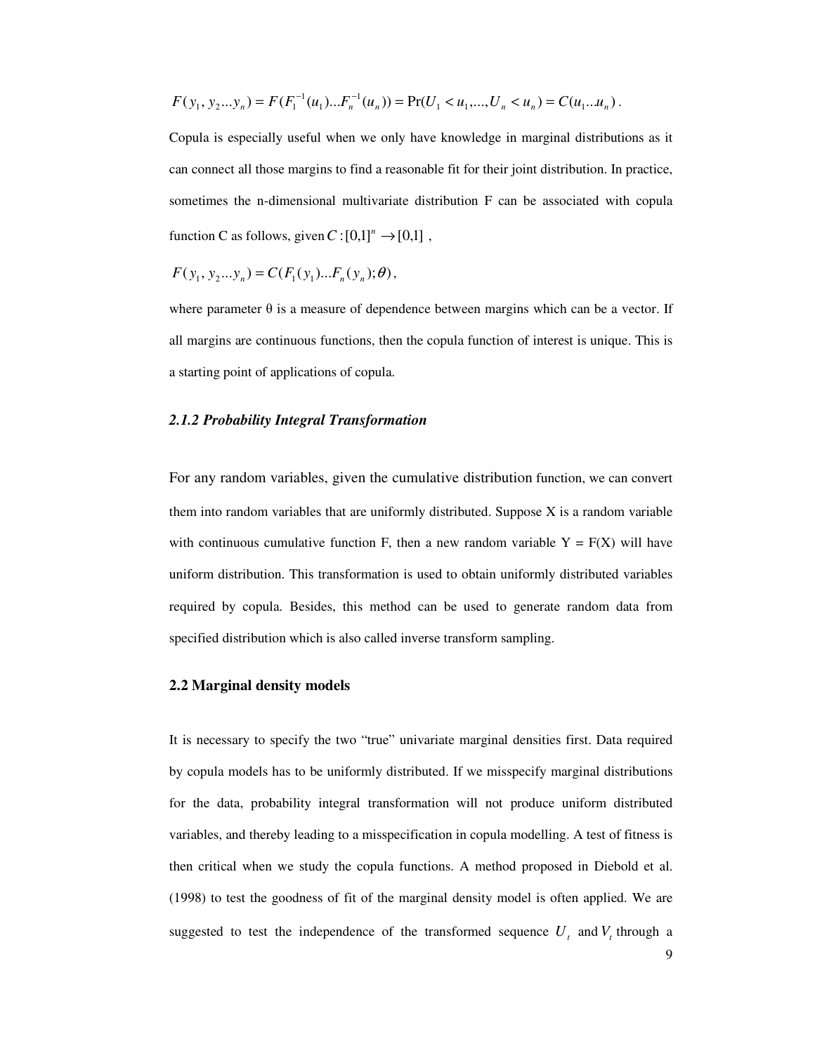$$F(y_1, y_2 ... y_n) = F(F_1^{-1}(u_1)...F_n^{-1}(u_n)) = \Pr(U_1 < u_1,...,U_n < u_n) = C(u_1..u_n).$$

Copula is especially useful when we only have knowledge in marginal distributions as it can connect all those margins to find a reasonable fit for their joint distribution. In practice, sometimes the n-dimensional multivariate distribution F can be associated with copula function C as follows, given $C : [0,1]^n \to [0,1]$ ,

$$F(y_1, y_2 ... y_n) = C(F_1(y_1)...F_n(y_n); \theta),$$

where parameter θ is a measure of dependence between margins which can be a vector. If all margins are continuous functions, then the copula function of interest is unique. This is a starting point of applications of copula.

### *2.1.2 Probability Integral Transformation*

For any random variables, given the cumulative distribution function, we can convert them into random variables that are uniformly distributed. Suppose X is a random variable with continuous cumulative function F, then a new random variable Y = F(X) will have uniform distribution. This transformation is used to obtain uniformly distributed variables required by copula. Besides, this method can be used to generate random data from specified distribution which is also called inverse transform sampling.

## 2.2 Marginal density models

It is necessary to specify the two "true" univariate marginal densities first. Data required by copula models has to be uniformly distributed. If we misspecify marginal distributions for the data, probability integral transformation will not produce uniform distributed variables, and thereby leading to a misspecification in copula modelling. A test of fitness is then critical when we study the copula functions. A method proposed in Diebold et al. (1998) to test the goodness of fit of the marginal density model is often applied. We are suggested to test the independence of the transformed sequence $U_t$ and $V_t$ through a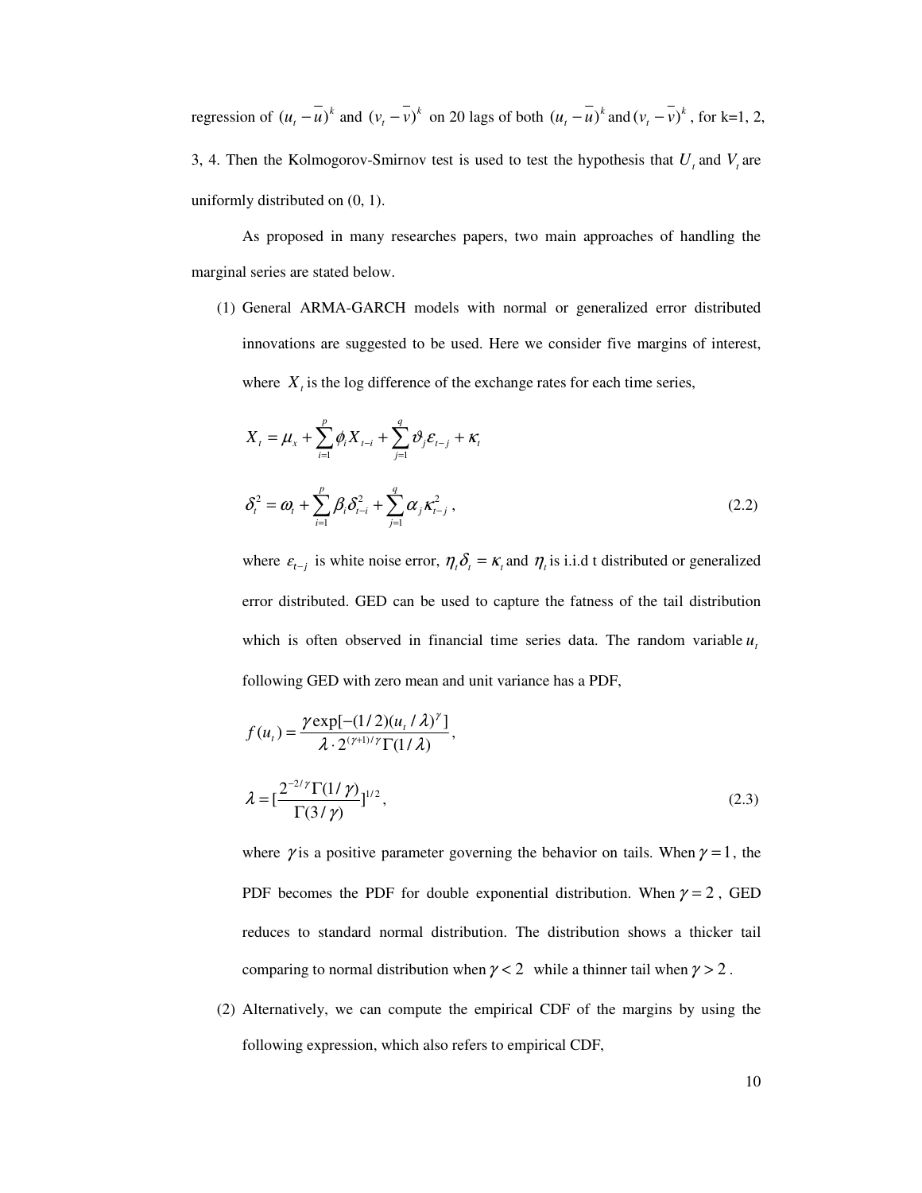regression of $(u_t - \overline{u})^k$ and $(v_t - \overline{v})^k$ on 20 lags of both $(u_t - \overline{u})^k$ and $(v_t - \overline{v})^k$, for k=1, 2, 3, 4. Then the Kolmogorov-Smirnov test is used to test the hypothesis that $U_t$ and $V_t$ are uniformly distributed on (0, 1).

As proposed in many researches papers, two main approaches of handling the marginal series are stated below.

(1) General ARMA-GARCH models with normal or generalized error distributed innovations are suggested to be used. Here we consider five margins of interest, where $X_t$ is the log difference of the exchange rates for each time series,

$$X_t = \mu_x + \sum_{i=1}^{p} \phi_i X_{t-i} + \sum_{j=1}^{q} \vartheta_j \varepsilon_{t-j} + \kappa_t$$

$$\delta_t^2 = \omega_t + \sum_{i=1}^{p} \beta_i \delta_{t-i}^2 + \sum_{j=1}^{q} \alpha_j \kappa_{t-j}^2 , \tag{2.2}$$

where $\varepsilon_{t-j}$ is white noise error, $\eta_t \delta_t = \kappa_t$ and $\eta_t$ is i.i.d t distributed or generalized error distributed. GED can be used to capture the fatness of the tail distribution which is often observed in financial time series data. The random variable $u_t$ following GED with zero mean and unit variance has a PDF,

$$f(u_t) = \frac{\gamma \exp[-(1/2)(u_t/\lambda)^{\gamma}]}{\lambda \cdot 2^{(\gamma+1)/\gamma} \Gamma(1/\lambda)},$$

$$\lambda = [\frac{2^{-2/\gamma}\Gamma(1/\gamma)}{\Gamma(3/\gamma)}]^{1/2}, \tag{2.3}$$

where $\gamma$ is a positive parameter governing the behavior on tails. When $\gamma = 1$, the PDF becomes the PDF for double exponential distribution. When $\gamma = 2$, GED reduces to standard normal distribution. The distribution shows a thicker tail comparing to normal distribution when $\gamma < 2$ while a thinner tail when $\gamma > 2$.

(2) Alternatively, we can compute the empirical CDF of the margins by using the following expression, which also refers to empirical CDF,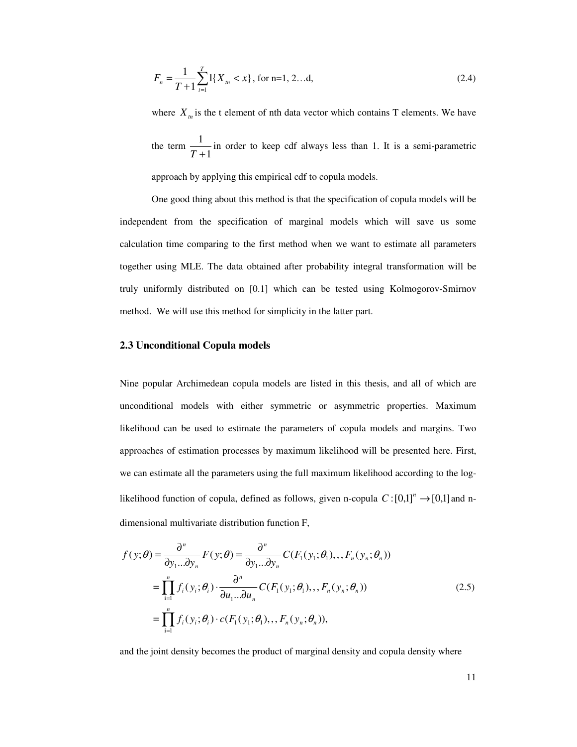$$F_n = \frac{1}{T+1}\sum_{t=1}^{T} 1\{X_{tn} < x\}, \text{ for n=1, 2…d,} \tag{2.4}$$

where $X_{tn}$ is the t element of nth data vector which contains T elements. We have the term $\frac{1}{T+1}$ in order to keep cdf always less than 1. It is a semi-parametric approach by applying this empirical cdf to copula models.

One good thing about this method is that the specification of copula models will be independent from the specification of marginal models which will save us some calculation time comparing to the first method when we want to estimate all parameters together using MLE. The data obtained after probability integral transformation will be truly uniformly distributed on [0.1] which can be tested using Kolmogorov-Smirnov method. We will use this method for simplicity in the latter part.

## 2.3 Unconditional Copula models

Nine popular Archimedean copula models are listed in this thesis, and all of which are unconditional models with either symmetric or asymmetric properties. Maximum likelihood can be used to estimate the parameters of copula models and margins. Two approaches of estimation processes by maximum likelihood will be presented here. First, we can estimate all the parameters using the full maximum likelihood according to the log-likelihood function of copula, defined as follows, given n-copula $C:[0,1]^n \to [0,1]$ and n-dimensional multivariate distribution function F,

$$\begin{aligned}
f(y;\theta) &= \frac{\partial^n}{\partial y_1 ... \partial y_n} F(y;\theta) = \frac{\partial^n}{\partial y_1 ... \partial y_n} C(F_1(y_1;\theta_1),,,F_n(y_n;\theta_n)) \\
&= \prod_{i=1}^{n} f_i(y_i;\theta_i) \cdot \frac{\partial^n}{\partial u_1 ... \partial u_n} C(F_1(y_1;\theta_1),,,F_n(y_n;\theta_n)) \\
&= \prod_{i=1}^{n} f_i(y_i;\theta_i) \cdot c(F_1(y_1;\theta_1),,,F_n(y_n;\theta_n)),
\end{aligned} \tag{2.5}$$

and the joint density becomes the product of marginal density and copula density where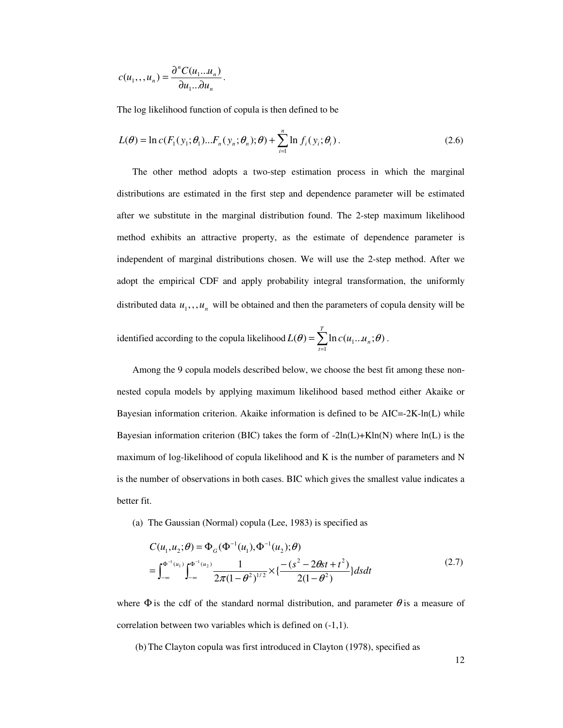$$c(u_1,,,u_n) = \frac{\partial^n C(u_1..u_n)}{\partial u_1...\partial u_n}.$$

The log likelihood function of copula is then defined to be

$$L(\theta) = \ln c(F_1(y_1;\theta_1)...F_n(y_n;\theta_n);\theta) + \sum_{i=1}^{n} \ln f_i(y_i;\theta_i). \tag{2.6}$$

The other method adopts a two-step estimation process in which the marginal distributions are estimated in the first step and dependence parameter will be estimated after we substitute in the marginal distribution found. The 2-step maximum likelihood method exhibits an attractive property, as the estimate of dependence parameter is independent of marginal distributions chosen. We will use the 2-step method. After we adopt the empirical CDF and apply probability integral transformation, the uniformly distributed data $u_1,,,u_n$ will be obtained and then the parameters of copula density will be identified according to the copula likelihood $L(\theta) = \sum_{t=1}^{T} \ln c(u_1..u_n;\theta)$.

Among the 9 copula models described below, we choose the best fit among these non-nested copula models by applying maximum likelihood based method either Akaike or Bayesian information criterion. Akaike information is defined to be AIC=-2K-ln(L) while Bayesian information criterion (BIC) takes the form of -2ln(L)+Kln(N) where ln(L) is the maximum of log-likelihood of copula likelihood and K is the number of parameters and N is the number of observations in both cases. BIC which gives the smallest value indicates a better fit.

(a) The Gaussian (Normal) copula (Lee, 1983) is specified as

$$\begin{aligned} C(u_1,u_2;\theta) &= \Phi_G(\Phi^{-1}(u_1),\Phi^{-1}(u_2);\theta) \\ &= \int_{-\infty}^{\Phi^{-1}(u_1)} \int_{-\infty}^{\Phi^{-1}(u_2)} \frac{1}{2\pi(1-\theta^2)^{1/2}} \times \{\frac{-(s^2 - 2\theta st + t^2)}{2(1-\theta^2)}\} ds dt \end{aligned} \tag{2.7}$$

where $\Phi$ is the cdf of the standard normal distribution, and parameter $\theta$ is a measure of correlation between two variables which is defined on (-1,1).

(b) The Clayton copula was first introduced in Clayton (1978), specified as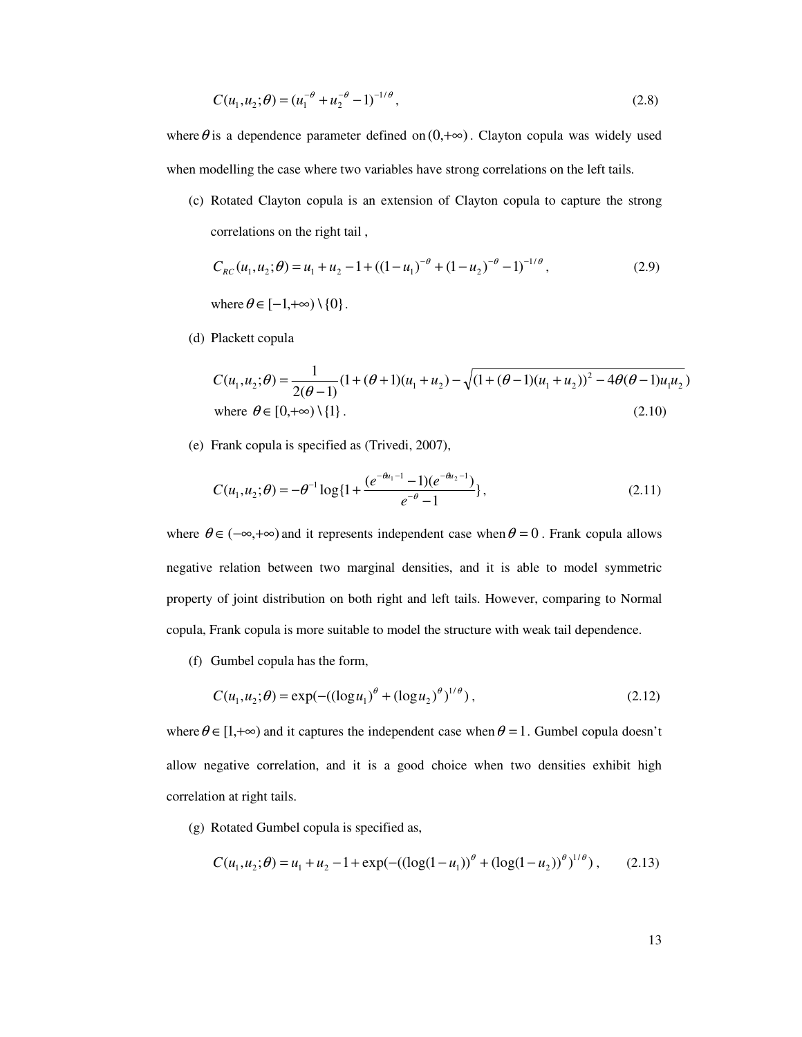$$C(u_1, u_2; \theta) = (u_1^{-\theta} + u_2^{-\theta} - 1)^{-1/\theta}, \tag{2.8}$$

where $\theta$ is a dependence parameter defined on $(0, +\infty)$. Clayton copula was widely used when modelling the case where two variables have strong correlations on the left tails.

(c) Rotated Clayton copula is an extension of Clayton copula to capture the strong correlations on the right tail ,

$$C_{RC}(u_1, u_2; \theta) = u_1 + u_2 - 1 + ((1-u_1)^{-\theta} + (1-u_2)^{-\theta} - 1)^{-1/\theta}, \tag{2.9}$$

where $\theta \in [-1, +\infty) \setminus \{0\}$.

(d) Plackett copula

$$C(u_1, u_2; \theta) = \frac{1}{2(\theta - 1)}(1 + (\theta + 1)(u_1 + u_2) - \sqrt{(1 + (\theta - 1)(u_1 + u_2))^2 - 4\theta(\theta - 1)u_1 u_2})$$

where $\theta \in [0, +\infty) \setminus \{1\}$. (2.10)

(e) Frank copula is specified as (Trivedi, 2007),

$$C(u_1, u_2; \theta) = -\theta^{-1} \log\{1 + \frac{(e^{-\theta u_1 - 1} - 1)(e^{-\theta u_2 - 1})}{e^{-\theta} - 1}\}, \tag{2.11}$$

where $\theta \in (-\infty, +\infty)$ and it represents independent case when $\theta = 0$. Frank copula allows negative relation between two marginal densities, and it is able to model symmetric property of joint distribution on both right and left tails. However, comparing to Normal copula, Frank copula is more suitable to model the structure with weak tail dependence.

(f) Gumbel copula has the form,

$$C(u_1, u_2; \theta) = \exp(-((\log u_1)^{\theta} + (\log u_2)^{\theta})^{1/\theta}), \tag{2.12}$$

where $\theta \in [1, +\infty)$ and it captures the independent case when $\theta = 1$. Gumbel copula doesn't allow negative correlation, and it is a good choice when two densities exhibit high correlation at right tails.

(g) Rotated Gumbel copula is specified as,

$$C(u_1, u_2; \theta) = u_1 + u_2 - 1 + \exp(-((\log(1-u_1))^{\theta} + (\log(1-u_2))^{\theta})^{1/\theta}), \tag{2.13}$$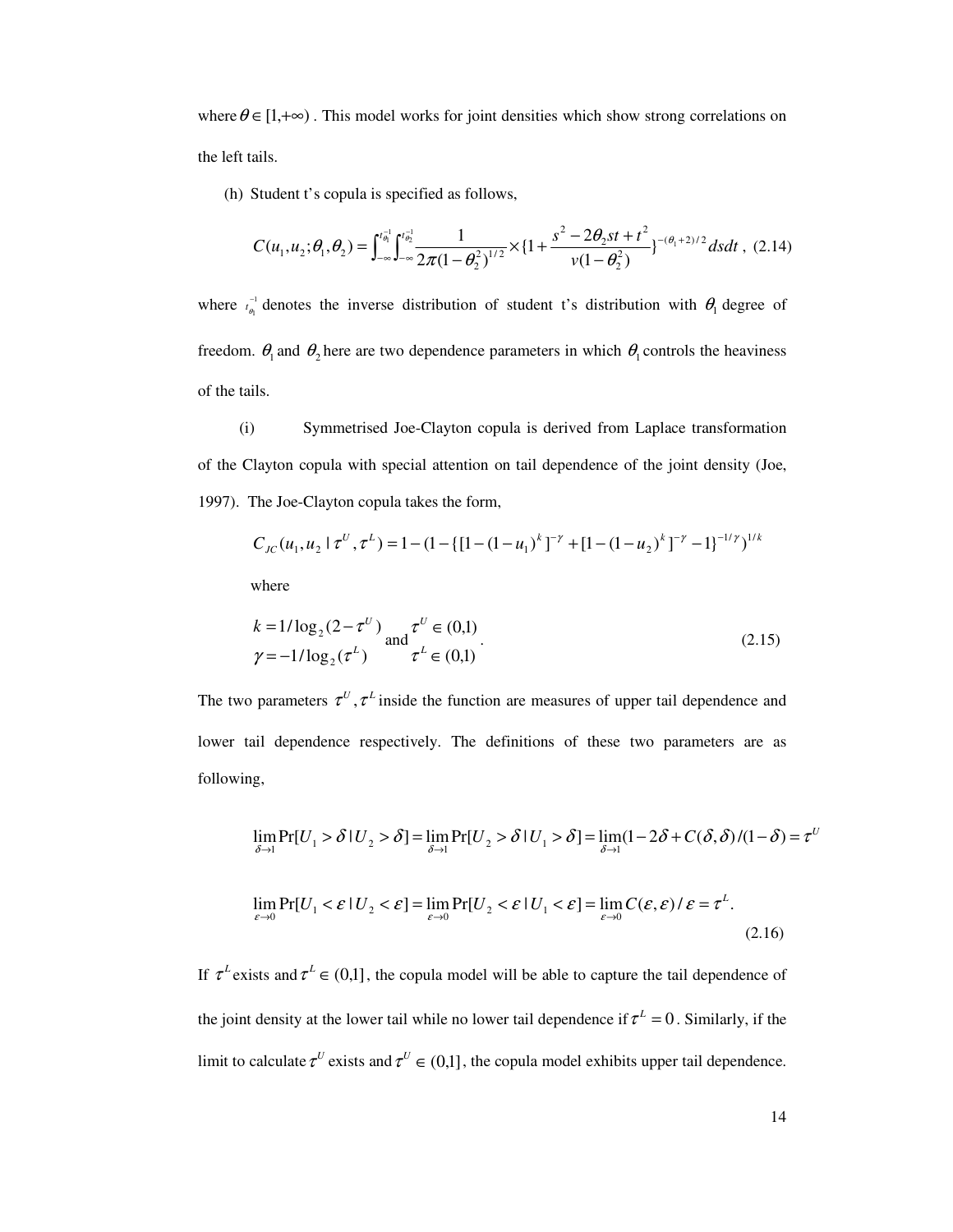where $\theta \in [1,+\infty)$ . This model works for joint densities which show strong correlations on the left tails.

(h) Student t's copula is specified as follows,

$$C(u_1, u_2; \theta_1, \theta_2) = \int_{-\infty}^{t_{\theta_1}^{-1}} \int_{-\infty}^{t_{\theta_2}^{-1}} \frac{1}{2\pi(1-\theta_2^2)^{1/2}} \times \{1 + \frac{s^2 - 2\theta_2 st + t^2}{v(1-\theta_2^2)}\}^{-(\theta_1+2)/2} ds dt \text{ , } \quad (2.14)$$

where $t_{\theta_1}^{-1}$ denotes the inverse distribution of student t's distribution with $\theta_1$ degree of freedom. $\theta_1$ and $\theta_2$ here are two dependence parameters in which $\theta_1$ controls the heaviness of the tails.

(i) Symmetrised Joe-Clayton copula is derived from Laplace transformation of the Clayton copula with special attention on tail dependence of the joint density (Joe, 1997). The Joe-Clayton copula takes the form,

$$C_{JC}(u_1, u_2 \mid \tau^U, \tau^L) = 1 - (1 - \{[1-(1-u_1)^k]^{-\gamma} + [1-(1-u_2)^k]^{-\gamma} - 1\}^{-1/\gamma})^{1/k}$$

where

$$k = 1/\log_2(2-\tau^U) \text{ and } \tau^U \in (0,1)$$
$$\gamma = -1/\log_2(\tau^L) \qquad \tau^L \in (0,1) \quad . \qquad (2.15)$$

The two parameters $\tau^U, \tau^L$ inside the function are measures of upper tail dependence and lower tail dependence respectively. The definitions of these two parameters are as following,

$$\lim_{\delta \to 1} \Pr[U_1 > \delta \mid U_2 > \delta] = \lim_{\delta \to 1} \Pr[U_2 > \delta \mid U_1 > \delta] = \lim_{\delta \to 1} (1 - 2\delta + C(\delta, \delta)/(1-\delta) = \tau^U$$

$$\lim_{\varepsilon \to 0} \Pr[U_1 < \varepsilon \mid U_2 < \varepsilon] = \lim_{\varepsilon \to 0} \Pr[U_2 < \varepsilon \mid U_1 < \varepsilon] = \lim_{\varepsilon \to 0} C(\varepsilon, \varepsilon)/\varepsilon = \tau^L. \quad (2.16)$$

If $\tau^L$ exists and $\tau^L \in (0,1]$, the copula model will be able to capture the tail dependence of the joint density at the lower tail while no lower tail dependence if $\tau^L = 0$. Similarly, if the limit to calculate $\tau^U$ exists and $\tau^U \in (0,1]$, the copula model exhibits upper tail dependence.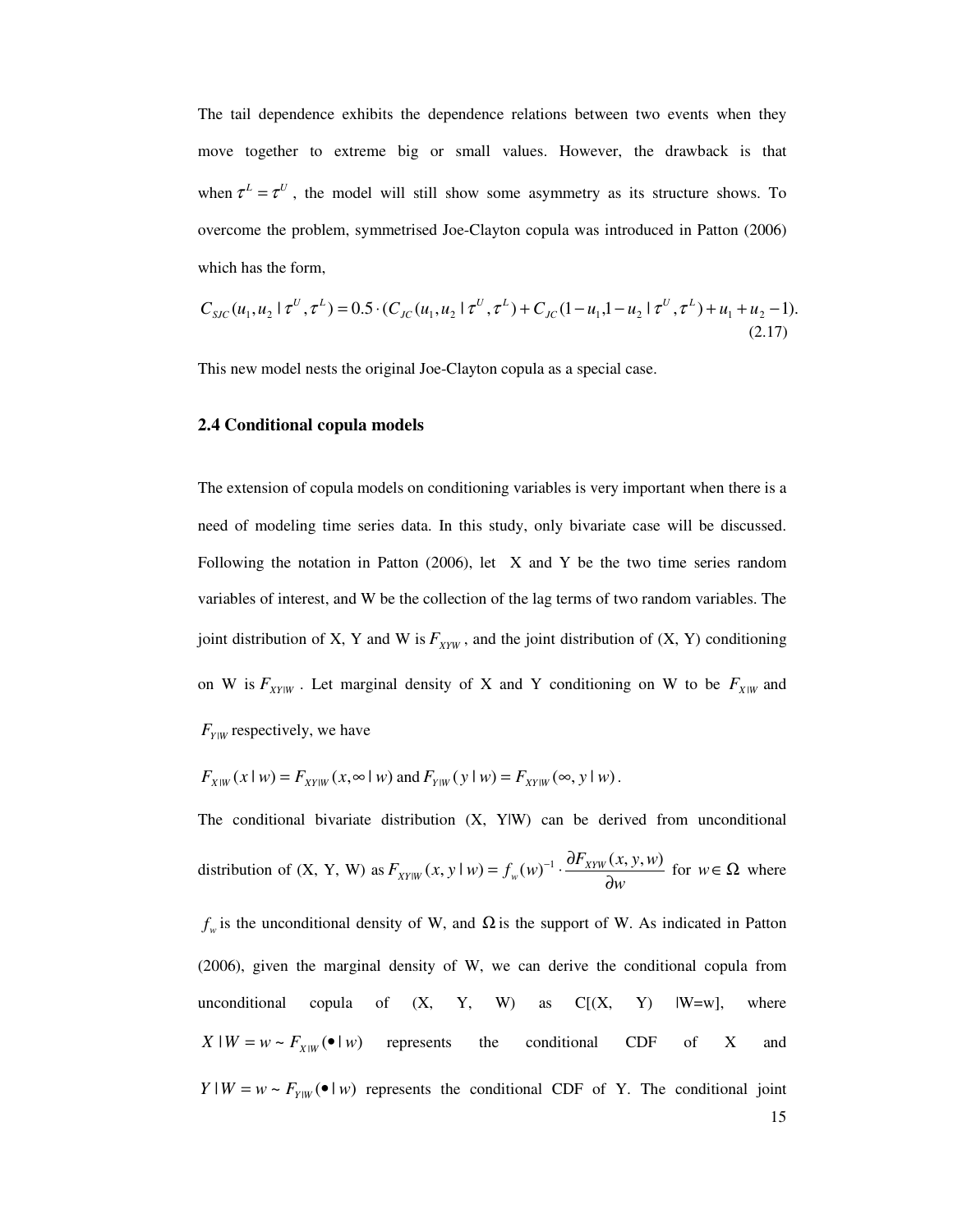The tail dependence exhibits the dependence relations between two events when they move together to extreme big or small values. However, the drawback is that when $\tau^L = \tau^U$, the model will still show some asymmetry as its structure shows. To overcome the problem, symmetrised Joe-Clayton copula was introduced in Patton (2006) which has the form,

$$C_{SJC}(u_1, u_2 \mid \tau^U, \tau^L) = 0.5 \cdot (C_{JC}(u_1, u_2 \mid \tau^U, \tau^L) + C_{JC}(1-u_1, 1-u_2 \mid \tau^U, \tau^L) + u_1 + u_2 - 1). \tag{2.17}$$

This new model nests the original Joe-Clayton copula as a special case.

## 2.4 Conditional copula models

The extension of copula models on conditioning variables is very important when there is a need of modeling time series data. In this study, only bivariate case will be discussed. Following the notation in Patton (2006), let X and Y be the two time series random variables of interest, and W be the collection of the lag terms of two random variables. The joint distribution of X, Y and W is $F_{XYW}$, and the joint distribution of (X, Y) conditioning on W is $F_{XY|W}$. Let marginal density of X and Y conditioning on W to be $F_{X|W}$ and $F_{Y|W}$ respectively, we have

$F_{X|W}(x \mid w) = F_{XY|W}(x, \infty \mid w)$ and $F_{Y|W}(y \mid w) = F_{XY|W}(\infty, y \mid w)$.

The conditional bivariate distribution (X, Y|W) can be derived from unconditional distribution of (X, Y, W) as $F_{XY|W}(x, y \mid w) = f_w(w)^{-1} \cdot \dfrac{\partial F_{XYW}(x, y, w)}{\partial w}$ for $w \in \Omega$ where $f_w$ is the unconditional density of W, and $\Omega$ is the support of W. As indicated in Patton (2006), given the marginal density of W, we can derive the conditional copula from unconditional copula of (X, Y, W) as C[(X, Y) |W=w], where $X \mid W = w \sim F_{X|W}(\bullet \mid w)$ represents the conditional CDF of X and $Y \mid W = w \sim F_{Y|W}(\bullet \mid w)$ represents the conditional CDF of Y. The conditional joint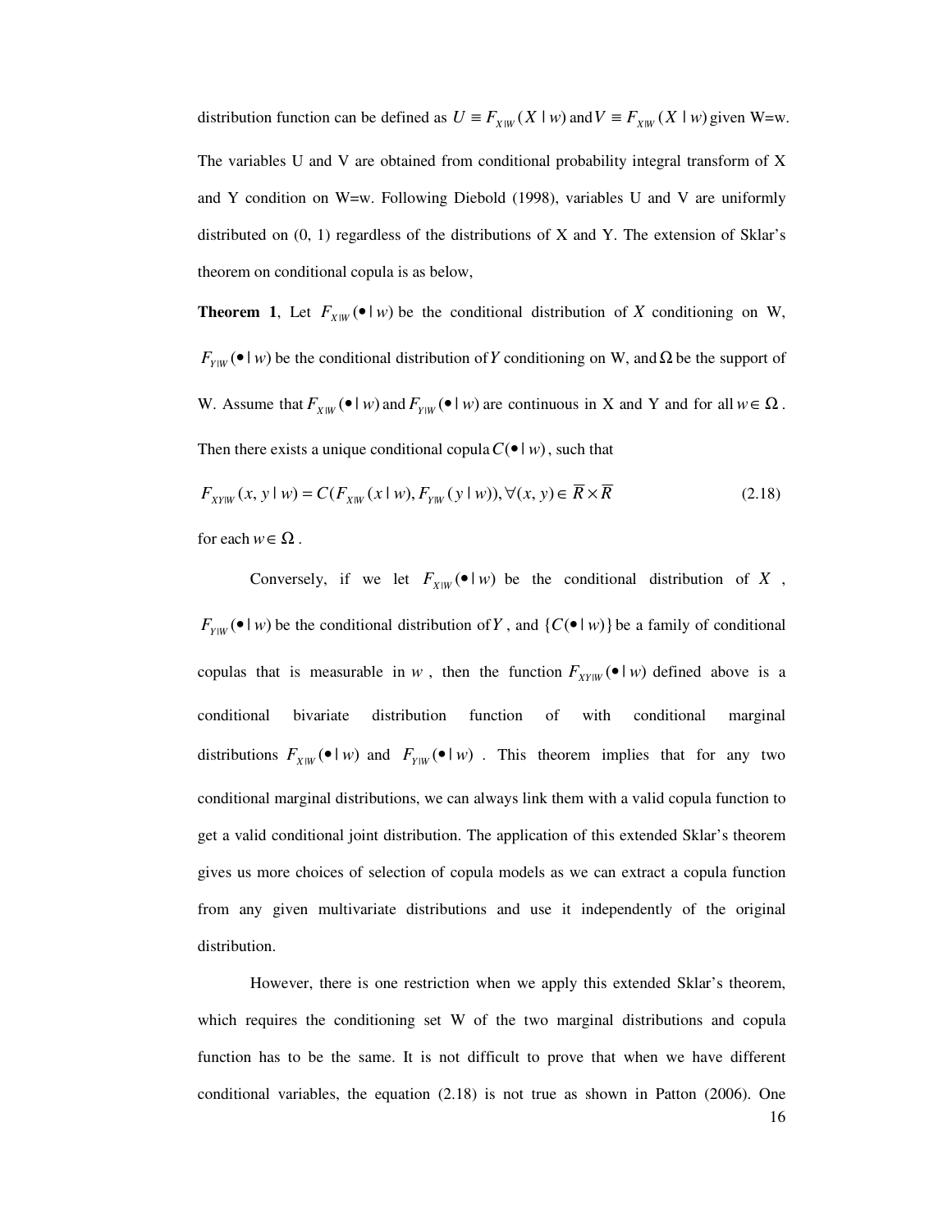distribution function can be defined as $U \equiv F_{X|W}(X \mid w)$ and $V \equiv F_{X|W}(X \mid w)$ given W=w. The variables U and V are obtained from conditional probability integral transform of X and Y condition on W=w. Following Diebold (1998), variables U and V are uniformly distributed on (0, 1) regardless of the distributions of X and Y. The extension of Sklar's theorem on conditional copula is as below,

**Theorem 1**, Let $F_{X|W}(\bullet \mid w)$ be the conditional distribution of $X$ conditioning on W, $F_{Y|W}(\bullet \mid w)$ be the conditional distribution of $Y$ conditioning on W, and $\Omega$ be the support of W. Assume that $F_{X|W}(\bullet \mid w)$ and $F_{Y|W}(\bullet \mid w)$ are continuous in X and Y and for all $w \in \Omega$. Then there exists a unique conditional copula $C(\bullet \mid w)$, such that

$$F_{XY|W}(x, y \mid w) = C(F_{X|W}(x \mid w), F_{Y|W}(y \mid w)), \forall (x, y) \in \overline{R} \times \overline{R} \tag{2.18}$$

for each $w \in \Omega$.

Conversely, if we let $F_{X|W}(\bullet \mid w)$ be the conditional distribution of $X$, $F_{Y|W}(\bullet \mid w)$ be the conditional distribution of $Y$, and $\{C(\bullet \mid w)\}$ be a family of conditional copulas that is measurable in $w$, then the function $F_{XY|W}(\bullet \mid w)$ defined above is a conditional bivariate distribution function of with conditional marginal distributions $F_{X|W}(\bullet \mid w)$ and $F_{Y|W}(\bullet \mid w)$. This theorem implies that for any two conditional marginal distributions, we can always link them with a valid copula function to get a valid conditional joint distribution. The application of this extended Sklar's theorem gives us more choices of selection of copula models as we can extract a copula function from any given multivariate distributions and use it independently of the original distribution.

However, there is one restriction when we apply this extended Sklar's theorem, which requires the conditioning set W of the two marginal distributions and copula function has to be the same. It is not difficult to prove that when we have different conditional variables, the equation (2.18) is not true as shown in Patton (2006). One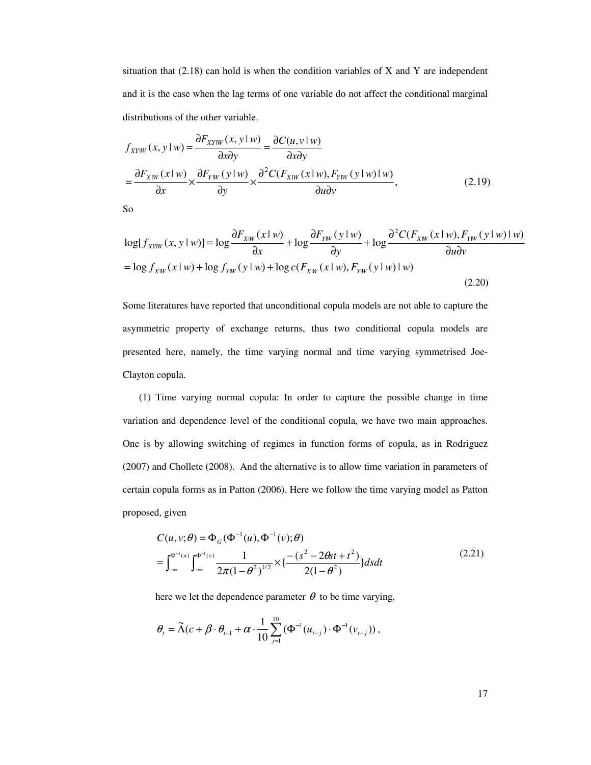situation that (2.18) can hold is when the condition variables of X and Y are independent and it is the case when the lag terms of one variable do not affect the conditional marginal distributions of the other variable.

$$
\begin{aligned}
f_{XY|W}(x, y \mid w) &= \frac{\partial F_{XY|W}(x, y \mid w)}{\partial x \partial y} = \frac{\partial C(u, v \mid w)}{\partial x \partial y} \\
&= \frac{\partial F_{X|W}(x \mid w)}{\partial x} \times \frac{\partial F_{Y|W}(y \mid w)}{\partial y} \times \frac{\partial^2 C(F_{X|W}(x \mid w), F_{Y|W}(y \mid w) \mid w)}{\partial u \partial v},
\end{aligned}
\tag{2.19}
$$

So

$$
\begin{aligned}
\log[f_{XY|W}(x, y \mid w)] &= \log \frac{\partial F_{X|W}(x \mid w)}{\partial x} + \log \frac{\partial F_{Y|W}(y \mid w)}{\partial y} + \log \frac{\partial^2 C(F_{X|W}(x \mid w), F_{Y|W}(y \mid w) \mid w)}{\partial u \partial v} \\
&= \log f_{X|W}(x \mid w) + \log f_{Y|W}(y \mid w) + \log c(F_{X|W}(x \mid w), F_{Y|W}(y \mid w) \mid w)
\end{aligned}
\tag{2.20}
$$

Some literatures have reported that unconditional copula models are not able to capture the asymmetric property of exchange returns, thus two conditional copula models are presented here, namely, the time varying normal and time varying symmetrised Joe-Clayton copula.

(1) Time varying normal copula: In order to capture the possible change in time variation and dependence level of the conditional copula, we have two main approaches. One is by allowing switching of regimes in function forms of copula, as in Rodriguez (2007) and Chollete (2008). And the alternative is to allow time variation in parameters of certain copula forms as in Patton (2006). Here we follow the time varying model as Patton proposed, given

$$
\begin{aligned}
C(u, v; \theta) &= \Phi_G(\Phi^{-1}(u), \Phi^{-1}(v); \theta) \\
&= \int_{-\infty}^{\Phi^{-1}(u)} \int_{-\infty}^{\Phi^{-1}(v)} \frac{1}{2\pi(1-\theta^2)^{1/2}} \times \{\frac{-(s^2 - 2\theta st + t^2)}{2(1-\theta^2)}\} ds dt
\end{aligned}
\tag{2.21}
$$

here we let the dependence parameter $\theta$ to be time varying,

$$
\theta_t = \tilde{\Lambda}(c + \beta \cdot \theta_{t-1} + \alpha \cdot \frac{1}{10} \sum_{j=1}^{10} (\Phi^{-1}(u_{t-j}) \cdot \Phi^{-1}(v_{t-j}))\, ,
$$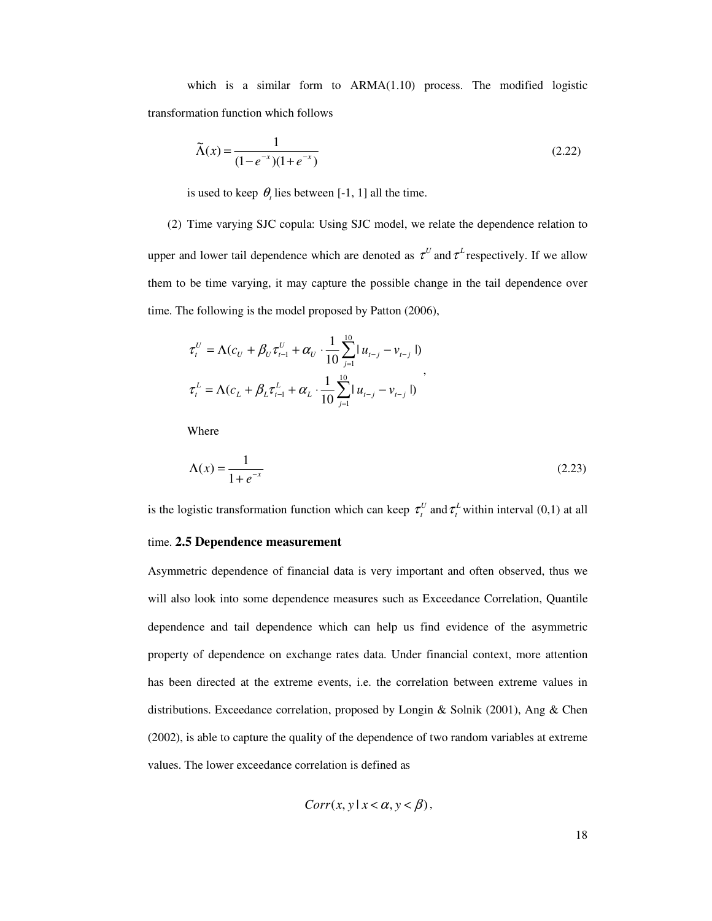which is a similar form to ARMA(1.10) process. The modified logistic transformation function which follows

$$\widetilde{\Lambda}(x) = \frac{1}{(1-e^{-x})(1+e^{-x})} \tag{2.22}$$

is used to keep $\theta_t$ lies between [-1, 1] all the time.

(2) Time varying SJC copula: Using SJC model, we relate the dependence relation to upper and lower tail dependence which are denoted as $\tau^U$ and $\tau^L$ respectively. If we allow them to be time varying, it may capture the possible change in the tail dependence over time. The following is the model proposed by Patton (2006),

$$\begin{aligned}
\tau_t^U &= \Lambda(c_U + \beta_U \tau_{t-1}^U + \alpha_U \cdot \frac{1}{10}\sum_{j=1}^{10} | u_{t-j} - v_{t-j} |) \\
\tau_t^L &= \Lambda(c_L + \beta_L \tau_{t-1}^L + \alpha_L \cdot \frac{1}{10}\sum_{j=1}^{10} | u_{t-j} - v_{t-j} |)
\end{aligned},$$

Where

$$\Lambda(x) = \frac{1}{1+e^{-x}} \tag{2.23}$$

is the logistic transformation function which can keep $\tau_t^U$ and $\tau_t^L$ within interval (0,1) at all time.

## 2.5 Dependence measurement

Asymmetric dependence of financial data is very important and often observed, thus we will also look into some dependence measures such as Exceedance Correlation, Quantile dependence and tail dependence which can help us find evidence of the asymmetric property of dependence on exchange rates data. Under financial context, more attention has been directed at the extreme events, i.e. the correlation between extreme values in distributions. Exceedance correlation, proposed by Longin & Solnik (2001), Ang & Chen (2002), is able to capture the quality of the dependence of two random variables at extreme values. The lower exceedance correlation is defined as

$$Corr(x, y \mid x < \alpha, y < \beta),$$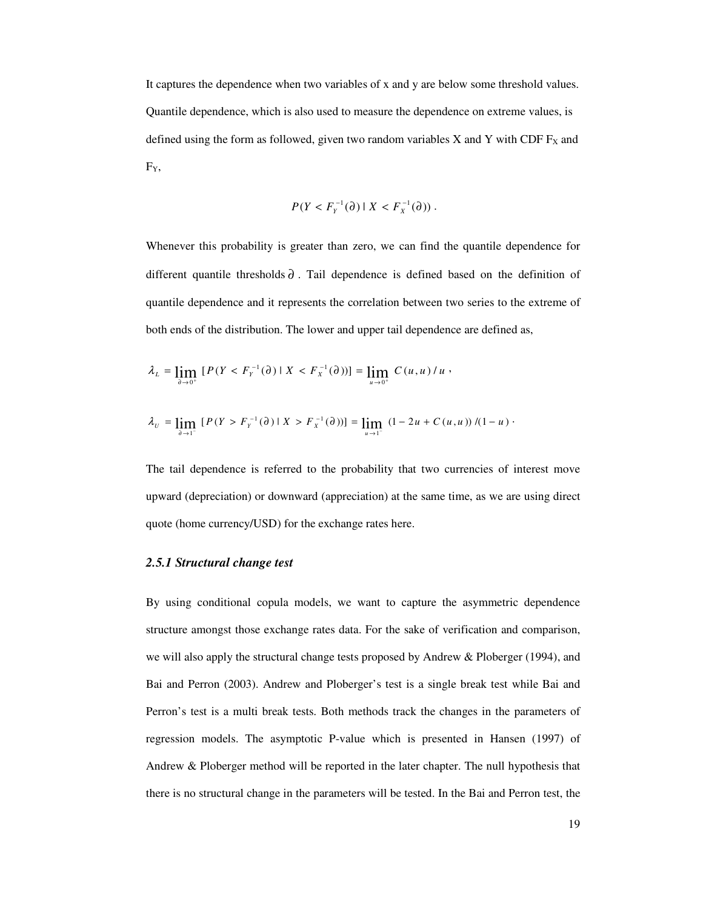It captures the dependence when two variables of x and y are below some threshold values. Quantile dependence, which is also used to measure the dependence on extreme values, is defined using the form as followed, given two random variables X and Y with CDF $F_X$ and $F_Y$,

$$P(Y < F_Y^{-1}(\partial) \mid X < F_X^{-1}(\partial)) .$$

Whenever this probability is greater than zero, we can find the quantile dependence for different quantile thresholds $\partial$ . Tail dependence is defined based on the definition of quantile dependence and it represents the correlation between two series to the extreme of both ends of the distribution. The lower and upper tail dependence are defined as,

$$\lambda_L = \lim_{\partial \to 0^+} [P(Y < F_Y^{-1}(\partial) \mid X < F_X^{-1}(\partial))] = \lim_{u \to 0^+} C(u,u)/u ,$$

$$\lambda_U = \lim_{\partial \to 1^-} [P(Y > F_Y^{-1}(\partial) \mid X > F_X^{-1}(\partial))] = \lim_{u \to 1^-} (1 - 2u + C(u,u))/(1-u) \cdot$$

The tail dependence is referred to the probability that two currencies of interest move upward (depreciation) or downward (appreciation) at the same time, as we are using direct quote (home currency/USD) for the exchange rates here.

### *2.5.1 Structural change test*

By using conditional copula models, we want to capture the asymmetric dependence structure amongst those exchange rates data. For the sake of verification and comparison, we will also apply the structural change tests proposed by Andrew & Ploberger (1994), and Bai and Perron (2003). Andrew and Ploberger's test is a single break test while Bai and Perron's test is a multi break tests. Both methods track the changes in the parameters of regression models. The asymptotic P-value which is presented in Hansen (1997) of Andrew & Ploberger method will be reported in the later chapter. The null hypothesis that there is no structural change in the parameters will be tested. In the Bai and Perron test, the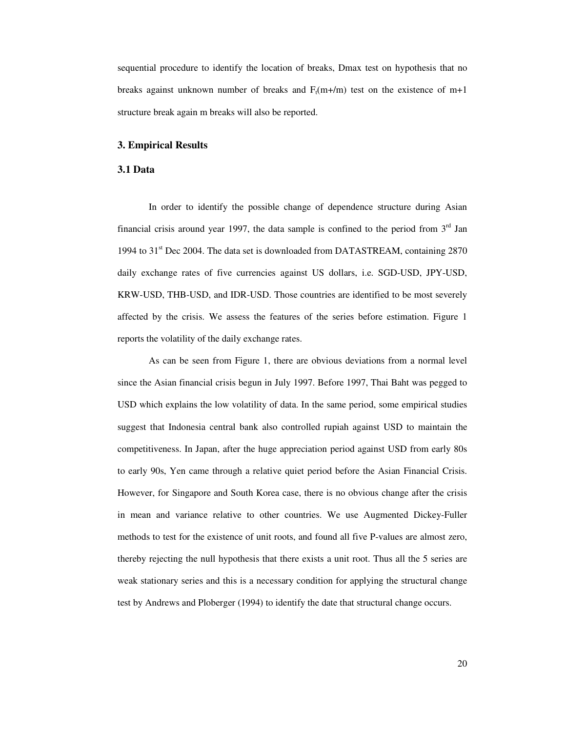sequential procedure to identify the location of breaks, Dmax test on hypothesis that no breaks against unknown number of breaks and $F_t(m+/m)$ test on the existence of m+1 structure break again m breaks will also be reported.

## 3. Empirical Results

### 3.1 Data

In order to identify the possible change of dependence structure during Asian financial crisis around year 1997, the data sample is confined to the period from 3rd Jan 1994 to 31st Dec 2004. The data set is downloaded from DATASTREAM, containing 2870 daily exchange rates of five currencies against US dollars, i.e. SGD-USD, JPY-USD, KRW-USD, THB-USD, and IDR-USD. Those countries are identified to be most severely affected by the crisis. We assess the features of the series before estimation. Figure 1 reports the volatility of the daily exchange rates.

As can be seen from Figure 1, there are obvious deviations from a normal level since the Asian financial crisis begun in July 1997. Before 1997, Thai Baht was pegged to USD which explains the low volatility of data. In the same period, some empirical studies suggest that Indonesia central bank also controlled rupiah against USD to maintain the competitiveness. In Japan, after the huge appreciation period against USD from early 80s to early 90s, Yen came through a relative quiet period before the Asian Financial Crisis. However, for Singapore and South Korea case, there is no obvious change after the crisis in mean and variance relative to other countries. We use Augmented Dickey-Fuller methods to test for the existence of unit roots, and found all five P-values are almost zero, thereby rejecting the null hypothesis that there exists a unit root. Thus all the 5 series are weak stationary series and this is a necessary condition for applying the structural change test by Andrews and Ploberger (1994) to identify the date that structural change occurs.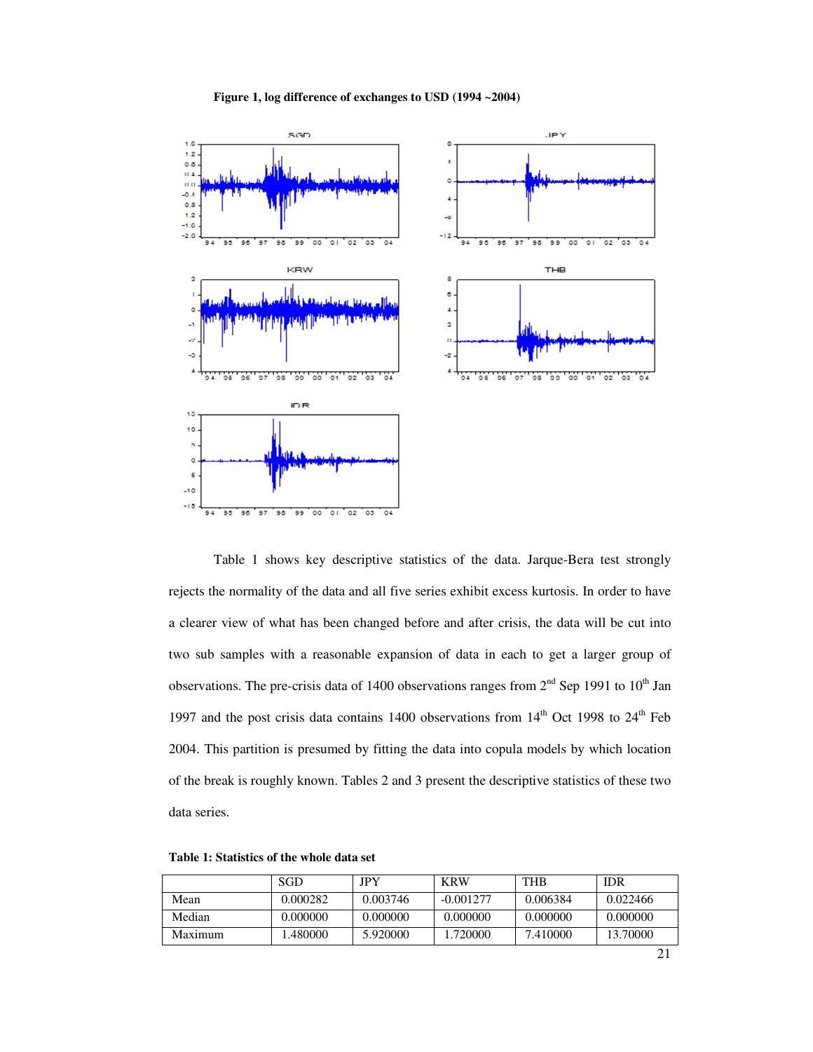**Figure 1, log difference of exchanges to USD (1994 ~2004)**

Table 1 shows key descriptive statistics of the data. Jarque-Bera test strongly rejects the normality of the data and all five series exhibit excess kurtosis. In order to have a clearer view of what has been changed before and after crisis, the data will be cut into two sub samples with a reasonable expansion of data in each to get a larger group of observations. The pre-crisis data of 1400 observations ranges from 2nd Sep 1991 to 10th Jan 1997 and the post crisis data contains 1400 observations from 14th Oct 1998 to 24th Feb 2004. This partition is presumed by fitting the data into copula models by which location of the break is roughly known. Tables 2 and 3 present the descriptive statistics of these two data series.

**Table 1: Statistics of the whole data set**

| | SGD | JPY | KRW | THB | IDR |
|---|---|---|---|---|---|
| Mean | 0.000282 | 0.003746 | -0.001277 | 0.006384 | 0.022466 |
| Median | 0.000000 | 0.000000 | 0.000000 | 0.000000 | 0.000000 |
| Maximum | 1.480000 | 5.920000 | 1.720000 | 7.410000 | 13.70000 |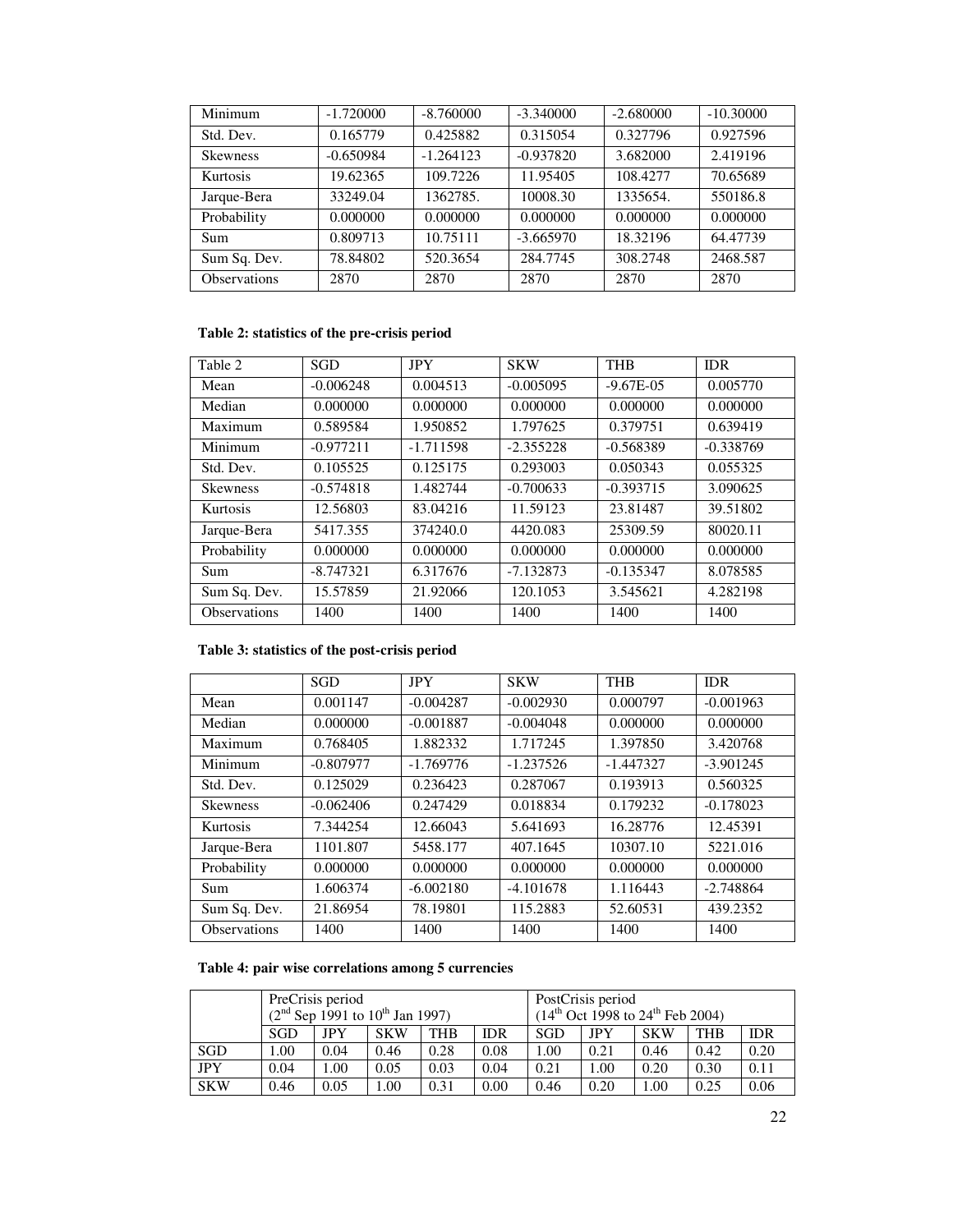| Minimum | -1.720000 | -8.760000 | -3.340000 | -2.680000 | -10.30000 |
|---|---|---|---|---|---|
| Std. Dev. | 0.165779 | 0.425882 | 0.315054 | 0.327796 | 0.927596 |
| Skewness | -0.650984 | -1.264123 | -0.937820 | 3.682000 | 2.419196 |
| Kurtosis | 19.62365 | 109.7226 | 11.95405 | 108.4277 | 70.65689 |
| Jarque-Bera | 33249.04 | 1362785. | 10008.30 | 1335654. | 550186.8 |
| Probability | 0.000000 | 0.000000 | 0.000000 | 0.000000 | 0.000000 |
| Sum | 0.809713 | 10.75111 | -3.665970 | 18.32196 | 64.47739 |
| Sum Sq. Dev. | 78.84802 | 520.3654 | 284.7745 | 308.2748 | 2468.587 |
| Observations | 2870 | 2870 | 2870 | 2870 | 2870 |

**Table 2: statistics of the pre-crisis period**

| Table 2 | SGD | JPY | SKW | THB | IDR |
|---|---|---|---|---|---|
| Mean | -0.006248 | 0.004513 | -0.005095 | -9.67E-05 | 0.005770 |
| Median | 0.000000 | 0.000000 | 0.000000 | 0.000000 | 0.000000 |
| Maximum | 0.589584 | 1.950852 | 1.797625 | 0.379751 | 0.639419 |
| Minimum | -0.977211 | -1.711598 | -2.355228 | -0.568389 | -0.338769 |
| Std. Dev. | 0.105525 | 0.125175 | 0.293003 | 0.050343 | 0.055325 |
| Skewness | -0.574818 | 1.482744 | -0.700633 | -0.393715 | 3.090625 |
| Kurtosis | 12.56803 | 83.04216 | 11.59123 | 23.81487 | 39.51802 |
| Jarque-Bera | 5417.355 | 374240.0 | 4420.083 | 25309.59 | 80020.11 |
| Probability | 0.000000 | 0.000000 | 0.000000 | 0.000000 | 0.000000 |
| Sum | -8.747321 | 6.317676 | -7.132873 | -0.135347 | 8.078585 |
| Sum Sq. Dev. | 15.57859 | 21.92066 | 120.1053 | 3.545621 | 4.282198 |
| Observations | 1400 | 1400 | 1400 | 1400 | 1400 |

**Table 3: statistics of the post-crisis period**

| | SGD | JPY | SKW | THB | IDR |
|---|---|---|---|---|---|
| Mean | 0.001147 | -0.004287 | -0.002930 | 0.000797 | -0.001963 |
| Median | 0.000000 | -0.001887 | -0.004048 | 0.000000 | 0.000000 |
| Maximum | 0.768405 | 1.882332 | 1.717245 | 1.397850 | 3.420768 |
| Minimum | -0.807977 | -1.769776 | -1.237526 | -1.447327 | -3.901245 |
| Std. Dev. | 0.125029 | 0.236423 | 0.287067 | 0.193913 | 0.560325 |
| Skewness | -0.062406 | 0.247429 | 0.018834 | 0.179232 | -0.178023 |
| Kurtosis | 7.344254 | 12.66043 | 5.641693 | 16.28776 | 12.45391 |
| Jarque-Bera | 1101.807 | 5458.177 | 407.1645 | 10307.10 | 5221.016 |
| Probability | 0.000000 | 0.000000 | 0.000000 | 0.000000 | 0.000000 |
| Sum | 1.606374 | -6.002180 | -4.101678 | 1.116443 | -2.748864 |
| Sum Sq. Dev. | 21.86954 | 78.19801 | 115.2883 | 52.60531 | 439.2352 |
| Observations | 1400 | 1400 | 1400 | 1400 | 1400 |

**Table 4: pair wise correlations among 5 currencies**

| | PreCrisis period (2nd Sep 1991 to 10th Jan 1997) | | | | | PostCrisis period (14th Oct 1998 to 24th Feb 2004) | | | | |
|---|---|---|---|---|---|---|---|---|---|---|
| | SGD | JPY | SKW | THB | IDR | SGD | JPY | SKW | THB | IDR |
| SGD | 1.00 | 0.04 | 0.46 | 0.28 | 0.08 | 1.00 | 0.21 | 0.46 | 0.42 | 0.20 |
| JPY | 0.04 | 1.00 | 0.05 | 0.03 | 0.04 | 0.21 | 1.00 | 0.20 | 0.30 | 0.11 |
| SKW | 0.46 | 0.05 | 1.00 | 0.31 | 0.00 | 0.46 | 0.20 | 1.00 | 0.25 | 0.06 |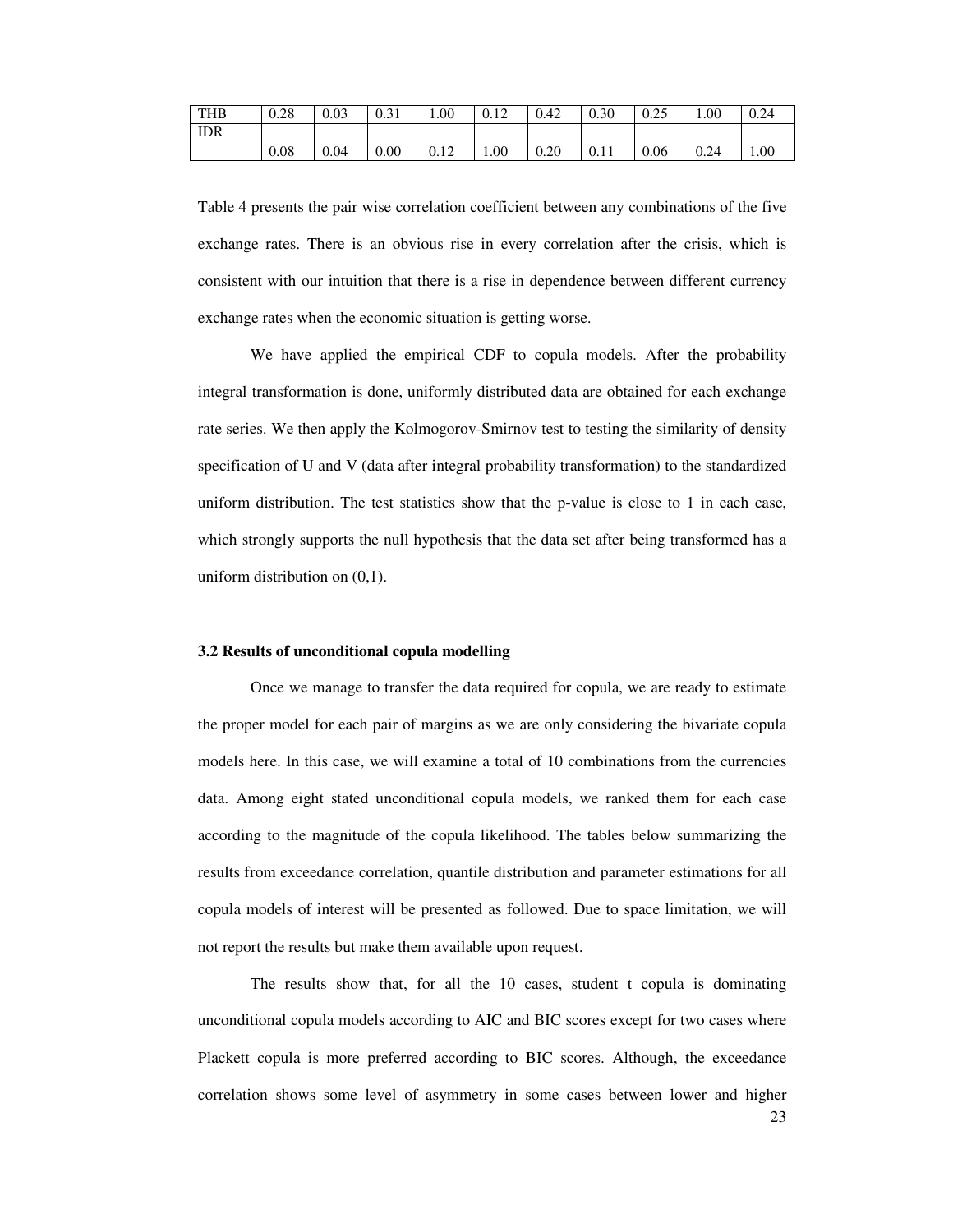| THB | 0.28 | 0.03 | 0.31 | 1.00 | 0.12 | 0.42 | 0.30 | 0.25 | 1.00 | 0.24 |
|---|---|---|---|---|---|---|---|---|---|---|
| IDR | 0.08 | 0.04 | 0.00 | 0.12 | 1.00 | 0.20 | 0.11 | 0.06 | 0.24 | 1.00 |

Table 4 presents the pair wise correlation coefficient between any combinations of the five exchange rates. There is an obvious rise in every correlation after the crisis, which is consistent with our intuition that there is a rise in dependence between different currency exchange rates when the economic situation is getting worse.

We have applied the empirical CDF to copula models. After the probability integral transformation is done, uniformly distributed data are obtained for each exchange rate series. We then apply the Kolmogorov-Smirnov test to testing the similarity of density specification of U and V (data after integral probability transformation) to the standardized uniform distribution. The test statistics show that the p-value is close to 1 in each case, which strongly supports the null hypothesis that the data set after being transformed has a uniform distribution on (0,1).

### 3.2 Results of unconditional copula modelling

Once we manage to transfer the data required for copula, we are ready to estimate the proper model for each pair of margins as we are only considering the bivariate copula models here. In this case, we will examine a total of 10 combinations from the currencies data. Among eight stated unconditional copula models, we ranked them for each case according to the magnitude of the copula likelihood. The tables below summarizing the results from exceedance correlation, quantile distribution and parameter estimations for all copula models of interest will be presented as followed. Due to space limitation, we will not report the results but make them available upon request.

The results show that, for all the 10 cases, student t copula is dominating unconditional copula models according to AIC and BIC scores except for two cases where Plackett copula is more preferred according to BIC scores. Although, the exceedance correlation shows some level of asymmetry in some cases between lower and higher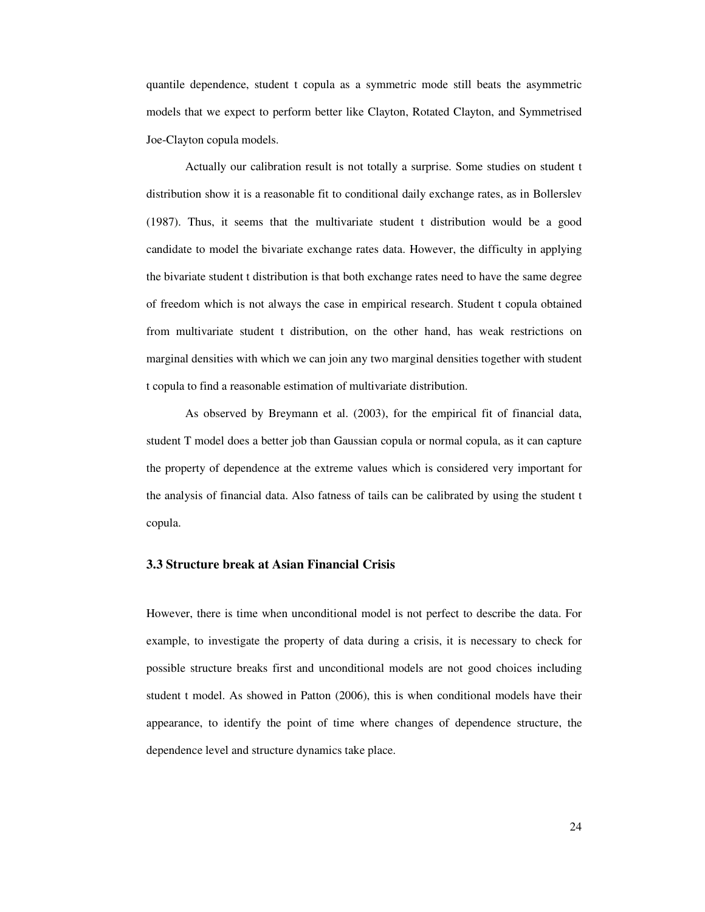quantile dependence, student t copula as a symmetric mode still beats the asymmetric models that we expect to perform better like Clayton, Rotated Clayton, and Symmetrised Joe-Clayton copula models.

Actually our calibration result is not totally a surprise. Some studies on student t distribution show it is a reasonable fit to conditional daily exchange rates, as in Bollerslev (1987). Thus, it seems that the multivariate student t distribution would be a good candidate to model the bivariate exchange rates data. However, the difficulty in applying the bivariate student t distribution is that both exchange rates need to have the same degree of freedom which is not always the case in empirical research. Student t copula obtained from multivariate student t distribution, on the other hand, has weak restrictions on marginal densities with which we can join any two marginal densities together with student t copula to find a reasonable estimation of multivariate distribution.

As observed by Breymann et al. (2003), for the empirical fit of financial data, student T model does a better job than Gaussian copula or normal copula, as it can capture the property of dependence at the extreme values which is considered very important for the analysis of financial data. Also fatness of tails can be calibrated by using the student t copula.

### 3.3 Structure break at Asian Financial Crisis

However, there is time when unconditional model is not perfect to describe the data. For example, to investigate the property of data during a crisis, it is necessary to check for possible structure breaks first and unconditional models are not good choices including student t model. As showed in Patton (2006), this is when conditional models have their appearance, to identify the point of time where changes of dependence structure, the dependence level and structure dynamics take place.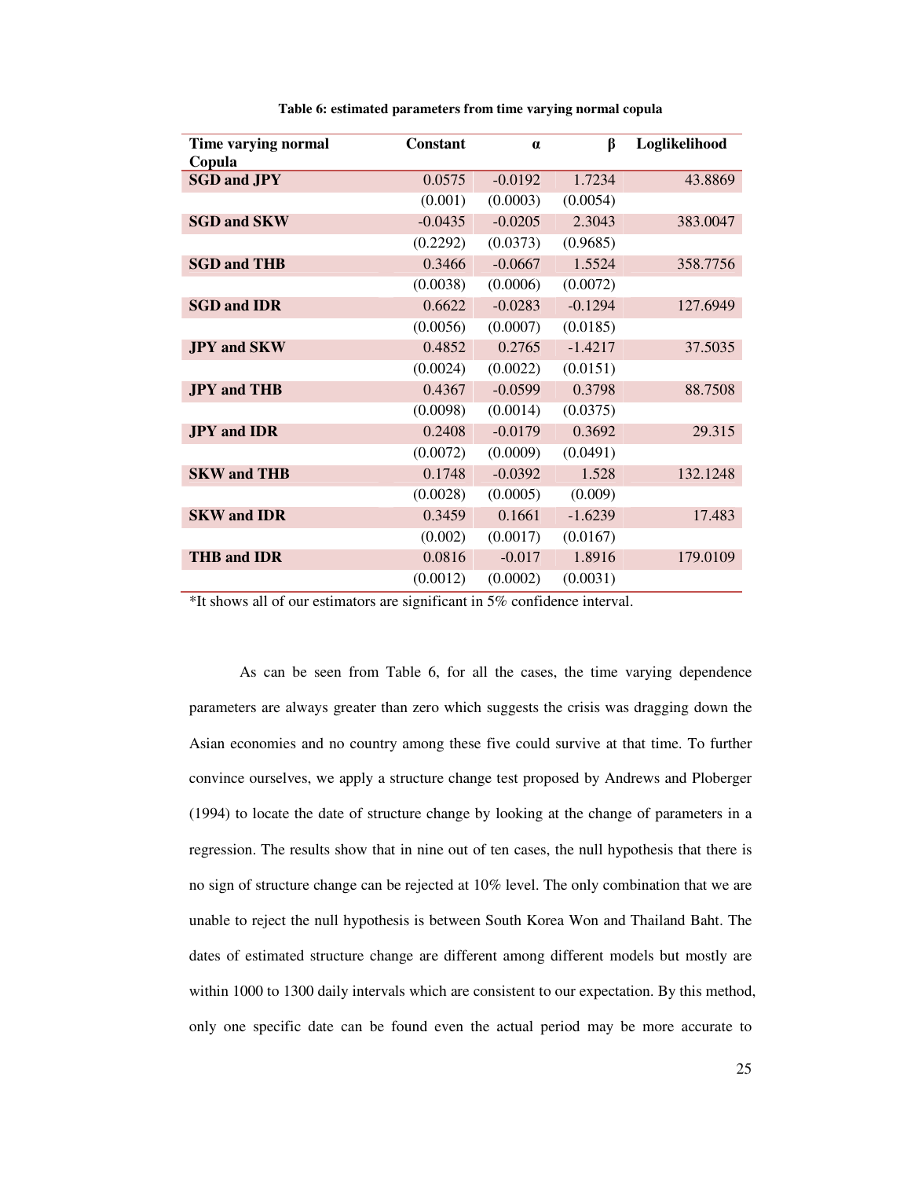**Table 6: estimated parameters from time varying normal copula**

| Time varying normal Copula | Constant | α | β | Loglikelihood |
|---|---|---|---|---|
| **SGD and JPY** | 0.0575 | -0.0192 | 1.7234 | 43.8869 |
| | (0.001) | (0.0003) | (0.0054) | |
| **SGD and SKW** | -0.0435 | -0.0205 | 2.3043 | 383.0047 |
| | (0.2292) | (0.0373) | (0.9685) | |
| **SGD and THB** | 0.3466 | -0.0667 | 1.5524 | 358.7756 |
| | (0.0038) | (0.0006) | (0.0072) | |
| **SGD and IDR** | 0.6622 | -0.0283 | -0.1294 | 127.6949 |
| | (0.0056) | (0.0007) | (0.0185) | |
| **JPY and SKW** | 0.4852 | 0.2765 | -1.4217 | 37.5035 |
| | (0.0024) | (0.0022) | (0.0151) | |
| **JPY and THB** | 0.4367 | -0.0599 | 0.3798 | 88.7508 |
| | (0.0098) | (0.0014) | (0.0375) | |
| **JPY and IDR** | 0.2408 | -0.0179 | 0.3692 | 29.315 |
| | (0.0072) | (0.0009) | (0.0491) | |
| **SKW and THB** | 0.1748 | -0.0392 | 1.528 | 132.1248 |
| | (0.0028) | (0.0005) | (0.009) | |
| **SKW and IDR** | 0.3459 | 0.1661 | -1.6239 | 17.483 |
| | (0.002) | (0.0017) | (0.0167) | |
| **THB and IDR** | 0.0816 | -0.017 | 1.8916 | 179.0109 |
| | (0.0012) | (0.0002) | (0.0031) | |

*It shows all of our estimators are significant in 5% confidence interval.

As can be seen from Table 6, for all the cases, the time varying dependence parameters are always greater than zero which suggests the crisis was dragging down the Asian economies and no country among these five could survive at that time. To further convince ourselves, we apply a structure change test proposed by Andrews and Ploberger (1994) to locate the date of structure change by looking at the change of parameters in a regression. The results show that in nine out of ten cases, the null hypothesis that there is no sign of structure change can be rejected at 10% level. The only combination that we are unable to reject the null hypothesis is between South Korea Won and Thailand Baht. The dates of estimated structure change are different among different models but mostly are within 1000 to 1300 daily intervals which are consistent to our expectation. By this method, only one specific date can be found even the actual period may be more accurate to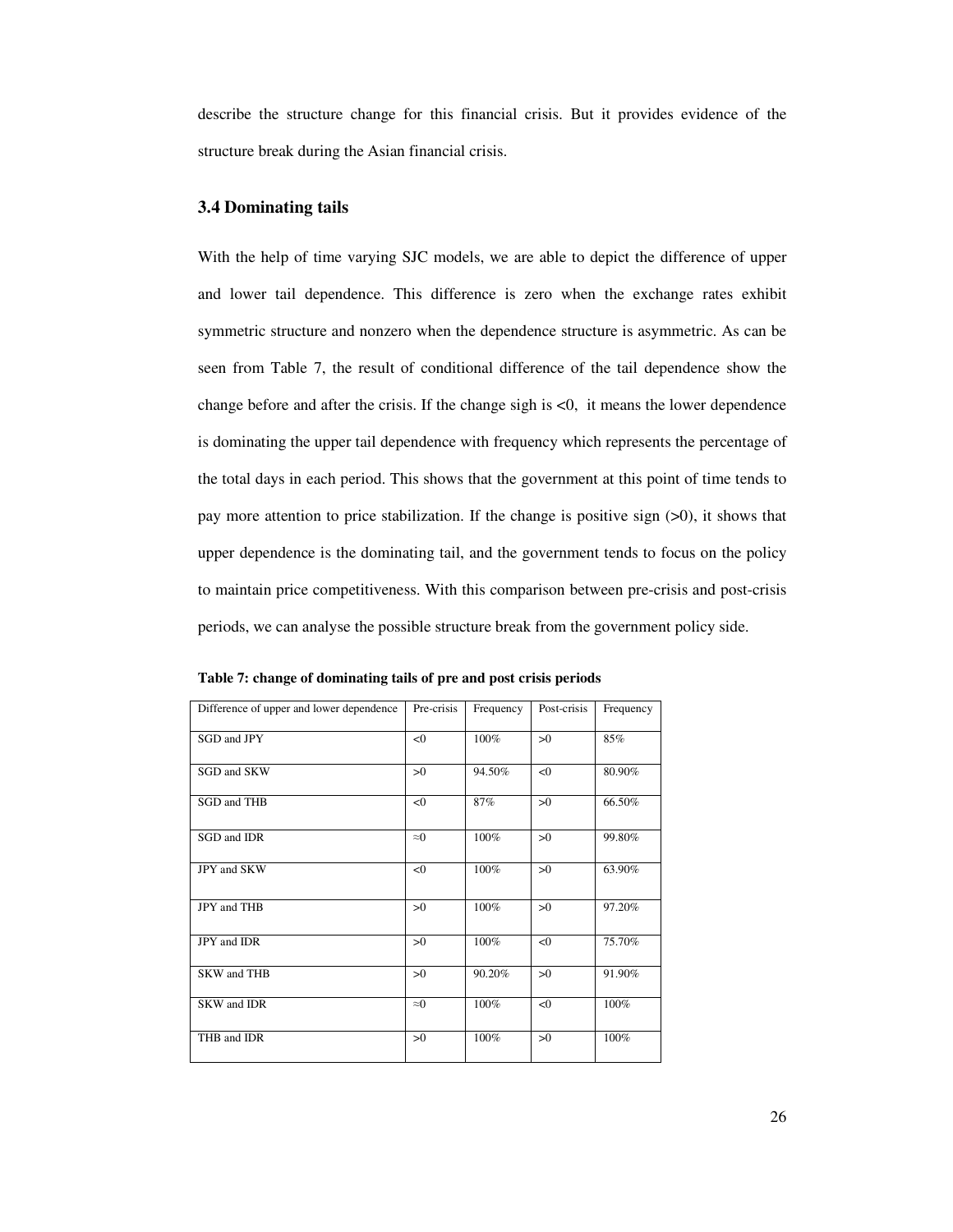describe the structure change for this financial crisis. But it provides evidence of the structure break during the Asian financial crisis.

### 3.4 Dominating tails

With the help of time varying SJC models, we are able to depict the difference of upper and lower tail dependence. This difference is zero when the exchange rates exhibit symmetric structure and nonzero when the dependence structure is asymmetric. As can be seen from Table 7, the result of conditional difference of the tail dependence show the change before and after the crisis. If the change sigh is <0, it means the lower dependence is dominating the upper tail dependence with frequency which represents the percentage of the total days in each period. This shows that the government at this point of time tends to pay more attention to price stabilization. If the change is positive sign (>0), it shows that upper dependence is the dominating tail, and the government tends to focus on the policy to maintain price competitiveness. With this comparison between pre-crisis and post-crisis periods, we can analyse the possible structure break from the government policy side.

**Table 7: change of dominating tails of pre and post crisis periods**

| Difference of upper and lower dependence | Pre-crisis | Frequency | Post-crisis | Frequency |
|---|---|---|---|---|
| SGD and JPY | <0 | 100% | >0 | 85% |
| SGD and SKW | >0 | 94.50% | <0 | 80.90% |
| SGD and THB | <0 | 87% | >0 | 66.50% |
| SGD and IDR | ≈0 | 100% | >0 | 99.80% |
| JPY and SKW | <0 | 100% | >0 | 63.90% |
| JPY and THB | >0 | 100% | >0 | 97.20% |
| JPY and IDR | >0 | 100% | <0 | 75.70% |
| SKW and THB | >0 | 90.20% | >0 | 91.90% |
| SKW and IDR | ≈0 | 100% | <0 | 100% |
| THB and IDR | >0 | 100% | >0 | 100% |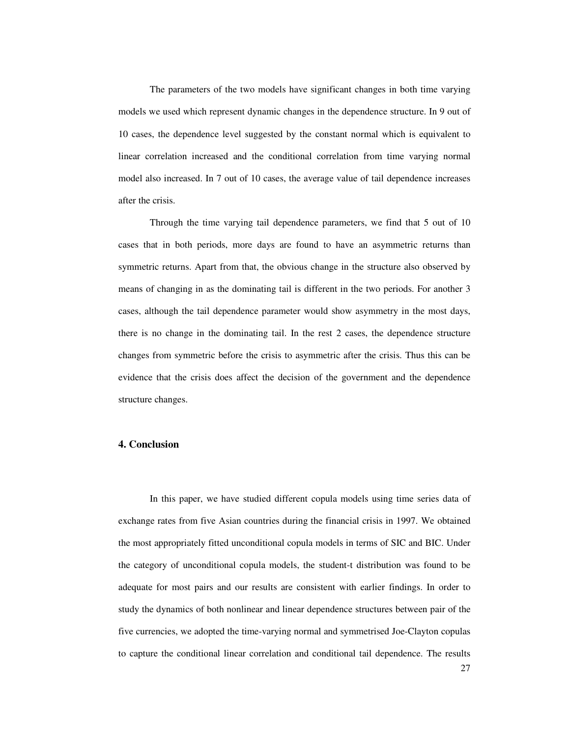The parameters of the two models have significant changes in both time varying models we used which represent dynamic changes in the dependence structure. In 9 out of 10 cases, the dependence level suggested by the constant normal which is equivalent to linear correlation increased and the conditional correlation from time varying normal model also increased. In 7 out of 10 cases, the average value of tail dependence increases after the crisis.

Through the time varying tail dependence parameters, we find that 5 out of 10 cases that in both periods, more days are found to have an asymmetric returns than symmetric returns. Apart from that, the obvious change in the structure also observed by means of changing in as the dominating tail is different in the two periods. For another 3 cases, although the tail dependence parameter would show asymmetry in the most days, there is no change in the dominating tail. In the rest 2 cases, the dependence structure changes from symmetric before the crisis to asymmetric after the crisis. Thus this can be evidence that the crisis does affect the decision of the government and the dependence structure changes.

## 4. Conclusion

In this paper, we have studied different copula models using time series data of exchange rates from five Asian countries during the financial crisis in 1997. We obtained the most appropriately fitted unconditional copula models in terms of SIC and BIC. Under the category of unconditional copula models, the student-t distribution was found to be adequate for most pairs and our results are consistent with earlier findings. In order to study the dynamics of both nonlinear and linear dependence structures between pair of the five currencies, we adopted the time-varying normal and symmetrised Joe-Clayton copulas to capture the conditional linear correlation and conditional tail dependence. The results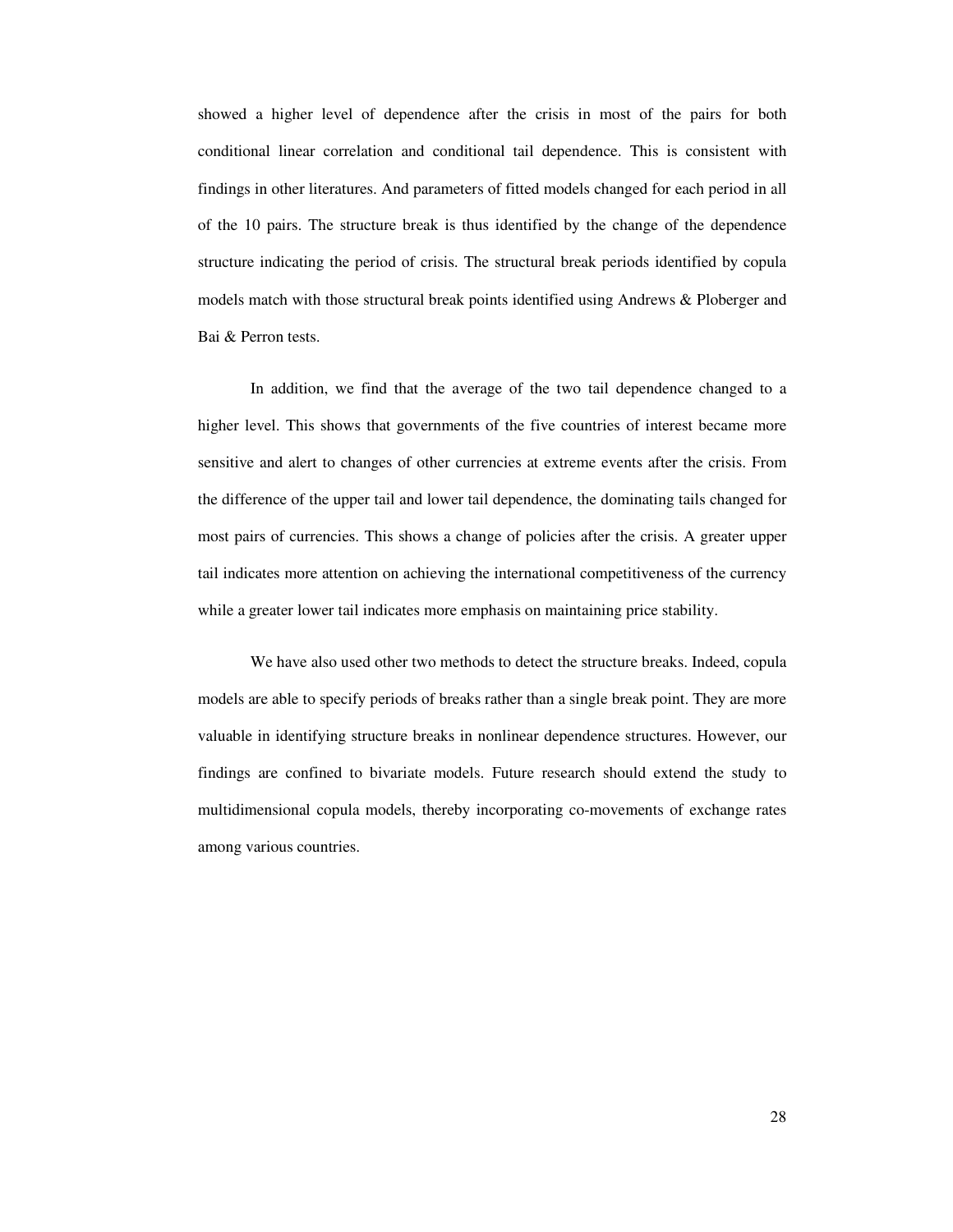showed a higher level of dependence after the crisis in most of the pairs for both conditional linear correlation and conditional tail dependence. This is consistent with findings in other literatures. And parameters of fitted models changed for each period in all of the 10 pairs. The structure break is thus identified by the change of the dependence structure indicating the period of crisis. The structural break periods identified by copula models match with those structural break points identified using Andrews & Ploberger and Bai & Perron tests.

In addition, we find that the average of the two tail dependence changed to a higher level. This shows that governments of the five countries of interest became more sensitive and alert to changes of other currencies at extreme events after the crisis. From the difference of the upper tail and lower tail dependence, the dominating tails changed for most pairs of currencies. This shows a change of policies after the crisis. A greater upper tail indicates more attention on achieving the international competitiveness of the currency while a greater lower tail indicates more emphasis on maintaining price stability.

We have also used other two methods to detect the structure breaks. Indeed, copula models are able to specify periods of breaks rather than a single break point. They are more valuable in identifying structure breaks in nonlinear dependence structures. However, our findings are confined to bivariate models. Future research should extend the study to multidimensional copula models, thereby incorporating co-movements of exchange rates among various countries.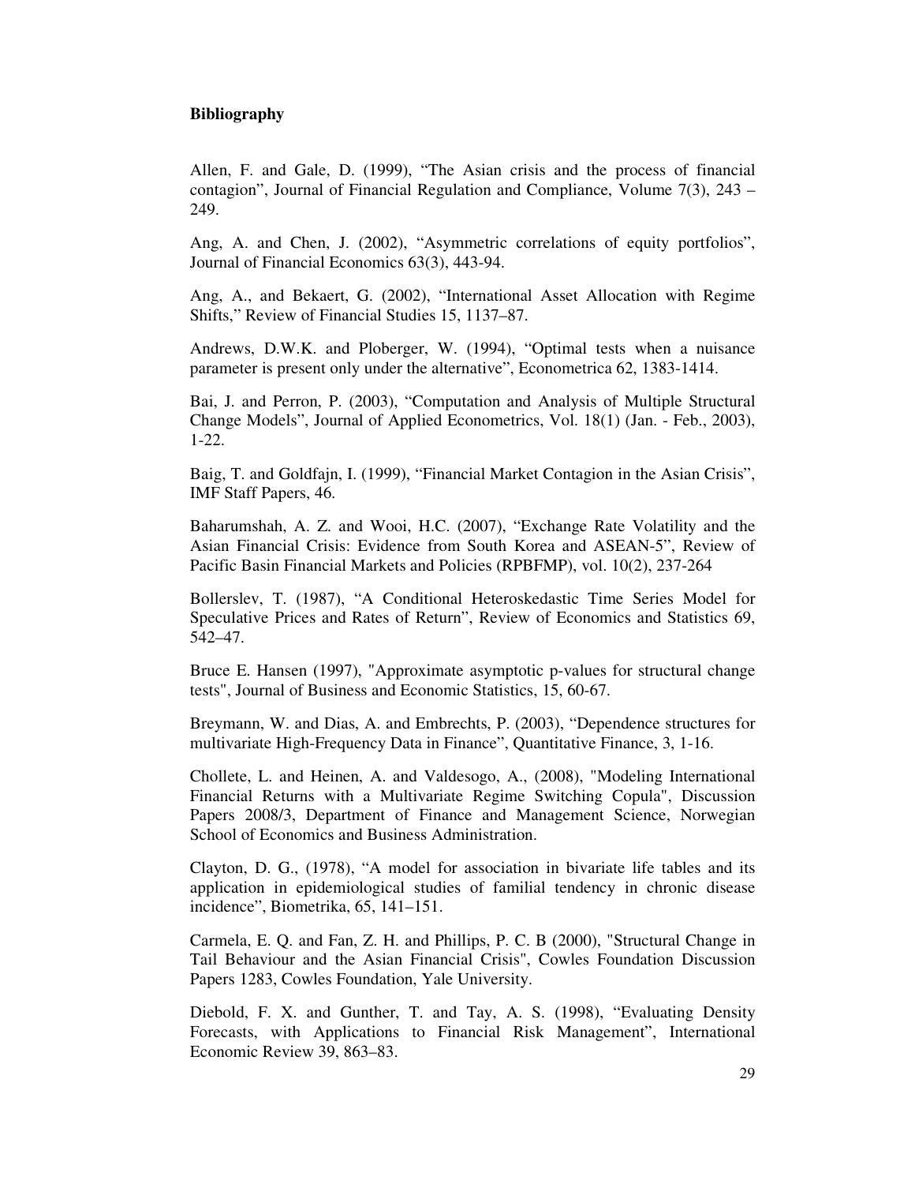**Bibliography**

Allen, F. and Gale, D. (1999), “The Asian crisis and the process of financial contagion”, Journal of Financial Regulation and Compliance, Volume 7(3), 243 – 249.

Ang, A. and Chen, J. (2002), “Asymmetric correlations of equity portfolios”, Journal of Financial Economics 63(3), 443-94.

Ang, A., and Bekaert, G. (2002), “International Asset Allocation with Regime Shifts,” Review of Financial Studies 15, 1137–87.

Andrews, D.W.K. and Ploberger, W. (1994), “Optimal tests when a nuisance parameter is present only under the alternative”, Econometrica 62, 1383-1414.

Bai, J. and Perron, P. (2003), “Computation and Analysis of Multiple Structural Change Models”, Journal of Applied Econometrics, Vol. 18(1) (Jan. - Feb., 2003), 1-22.

Baig, T. and Goldfajn, I. (1999), “Financial Market Contagion in the Asian Crisis”, IMF Staff Papers, 46.

Baharumshah, A. Z. and Wooi, H.C. (2007), “Exchange Rate Volatility and the Asian Financial Crisis: Evidence from South Korea and ASEAN-5”, Review of Pacific Basin Financial Markets and Policies (RPBFMP), vol. 10(2), 237-264

Bollerslev, T. (1987), “A Conditional Heteroskedastic Time Series Model for Speculative Prices and Rates of Return”, Review of Economics and Statistics 69, 542–47.

Bruce E. Hansen (1997), "Approximate asymptotic p-values for structural change tests", Journal of Business and Economic Statistics, 15, 60-67.

Breymann, W. and Dias, A. and Embrechts, P. (2003), “Dependence structures for multivariate High-Frequency Data in Finance”, Quantitative Finance, 3, 1-16.

Chollete, L. and Heinen, A. and Valdesogo, A., (2008), "Modeling International Financial Returns with a Multivariate Regime Switching Copula", Discussion Papers 2008/3, Department of Finance and Management Science, Norwegian School of Economics and Business Administration.

Clayton, D. G., (1978), “A model for association in bivariate life tables and its application in epidemiological studies of familial tendency in chronic disease incidence”, Biometrika, 65, 141–151.

Carmela, E. Q. and Fan, Z. H. and Phillips, P. C. B (2000), "Structural Change in Tail Behaviour and the Asian Financial Crisis", Cowles Foundation Discussion Papers 1283, Cowles Foundation, Yale University.

Diebold, F. X. and Gunther, T. and Tay, A. S. (1998), “Evaluating Density Forecasts, with Applications to Financial Risk Management”, International Economic Review 39, 863–83.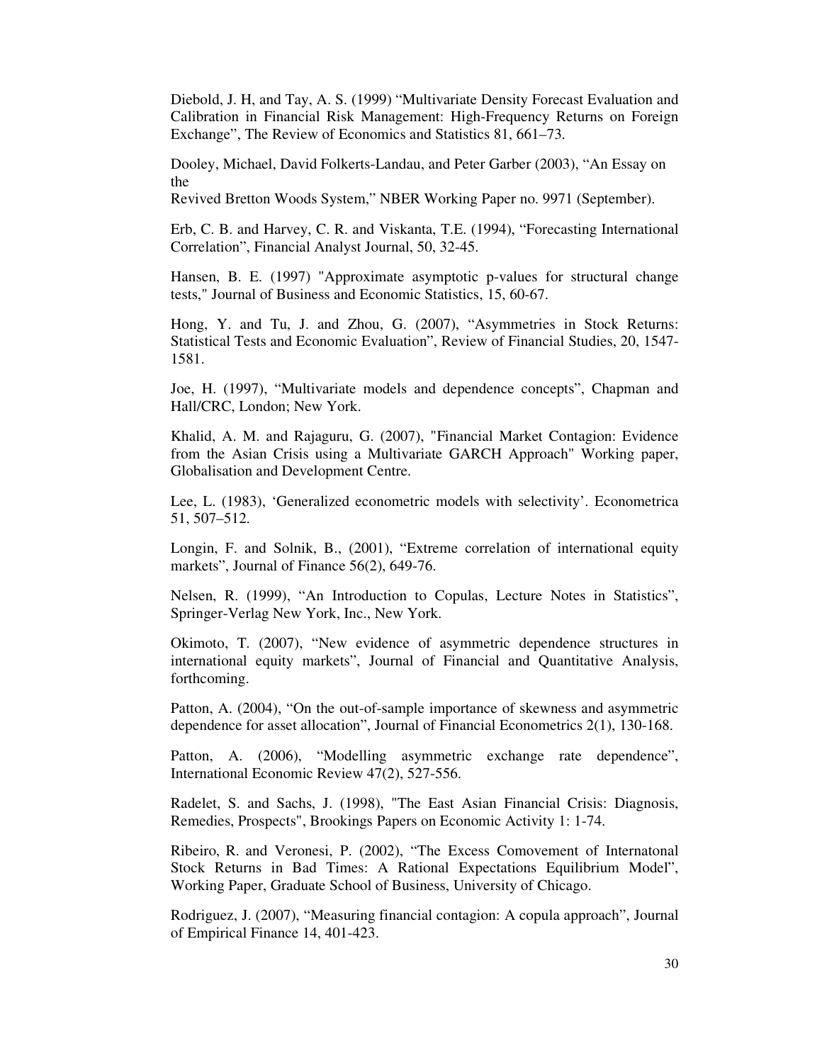Diebold, J. H, and Tay, A. S. (1999) "Multivariate Density Forecast Evaluation and Calibration in Financial Risk Management: High-Frequency Returns on Foreign Exchange", The Review of Economics and Statistics 81, 661–73.

Dooley, Michael, David Folkerts-Landau, and Peter Garber (2003), "An Essay on the
Revived Bretton Woods System," NBER Working Paper no. 9971 (September).

Erb, C. B. and Harvey, C. R. and Viskanta, T.E. (1994), "Forecasting International Correlation", Financial Analyst Journal, 50, 32-45.

Hansen, B. E. (1997) "Approximate asymptotic p-values for structural change tests," Journal of Business and Economic Statistics, 15, 60-67.

Hong, Y. and Tu, J. and Zhou, G. (2007), "Asymmetries in Stock Returns: Statistical Tests and Economic Evaluation", Review of Financial Studies, 20, 1547-1581.

Joe, H. (1997), "Multivariate models and dependence concepts", Chapman and Hall/CRC, London; New York.

Khalid, A. M. and Rajaguru, G. (2007), "Financial Market Contagion: Evidence from the Asian Crisis using a Multivariate GARCH Approach" Working paper, Globalisation and Development Centre.

Lee, L. (1983), 'Generalized econometric models with selectivity'. Econometrica 51, 507–512.

Longin, F. and Solnik, B., (2001), "Extreme correlation of international equity markets", Journal of Finance 56(2), 649-76.

Nelsen, R. (1999), "An Introduction to Copulas, Lecture Notes in Statistics", Springer-Verlag New York, Inc., New York.

Okimoto, T. (2007), "New evidence of asymmetric dependence structures in international equity markets", Journal of Financial and Quantitative Analysis, forthcoming.

Patton, A. (2004), "On the out-of-sample importance of skewness and asymmetric dependence for asset allocation", Journal of Financial Econometrics 2(1), 130-168.

Patton, A. (2006), "Modelling asymmetric exchange rate dependence", International Economic Review 47(2), 527-556.

Radelet, S. and Sachs, J. (1998), "The East Asian Financial Crisis: Diagnosis, Remedies, Prospects", Brookings Papers on Economic Activity 1: 1-74.

Ribeiro, R. and Veronesi, P. (2002), "The Excess Comovement of Internatonal Stock Returns in Bad Times: A Rational Expectations Equilibrium Model", Working Paper, Graduate School of Business, University of Chicago.

Rodriguez, J. (2007), "Measuring financial contagion: A copula approach", Journal of Empirical Finance 14, 401-423.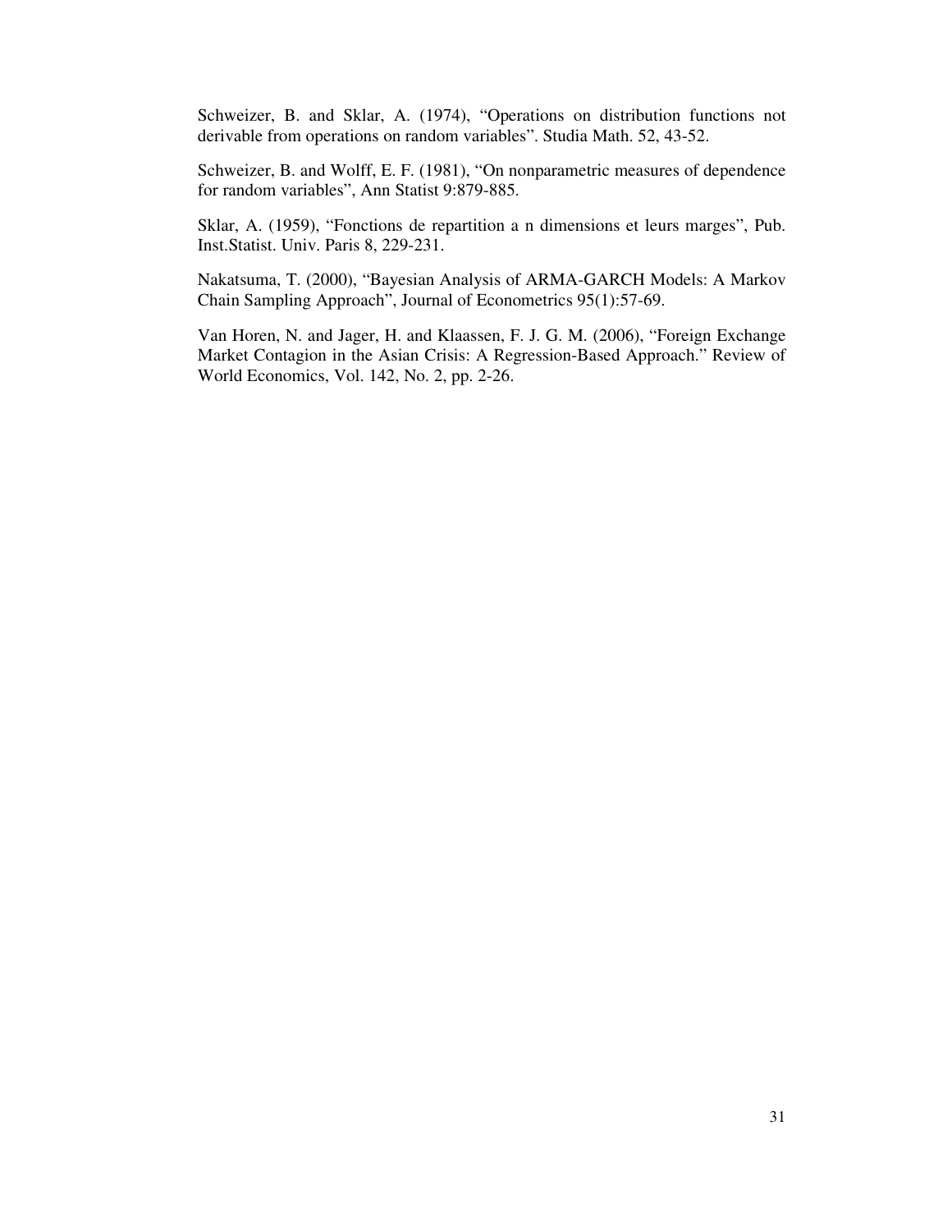Schweizer, B. and Sklar, A. (1974), "Operations on distribution functions not derivable from operations on random variables". Studia Math. 52, 43-52.

Schweizer, B. and Wolff, E. F. (1981), "On nonparametric measures of dependence for random variables", Ann Statist 9:879-885.

Sklar, A. (1959), "Fonctions de repartition a n dimensions et leurs marges", Pub. Inst.Statist. Univ. Paris 8, 229-231.

Nakatsuma, T. (2000), "Bayesian Analysis of ARMA-GARCH Models: A Markov Chain Sampling Approach", Journal of Econometrics 95(1):57-69.

Van Horen, N. and Jager, H. and Klaassen, F. J. G. M. (2006), "Foreign Exchange Market Contagion in the Asian Crisis: A Regression-Based Approach." Review of World Economics, Vol. 142, No. 2, pp. 2-26.